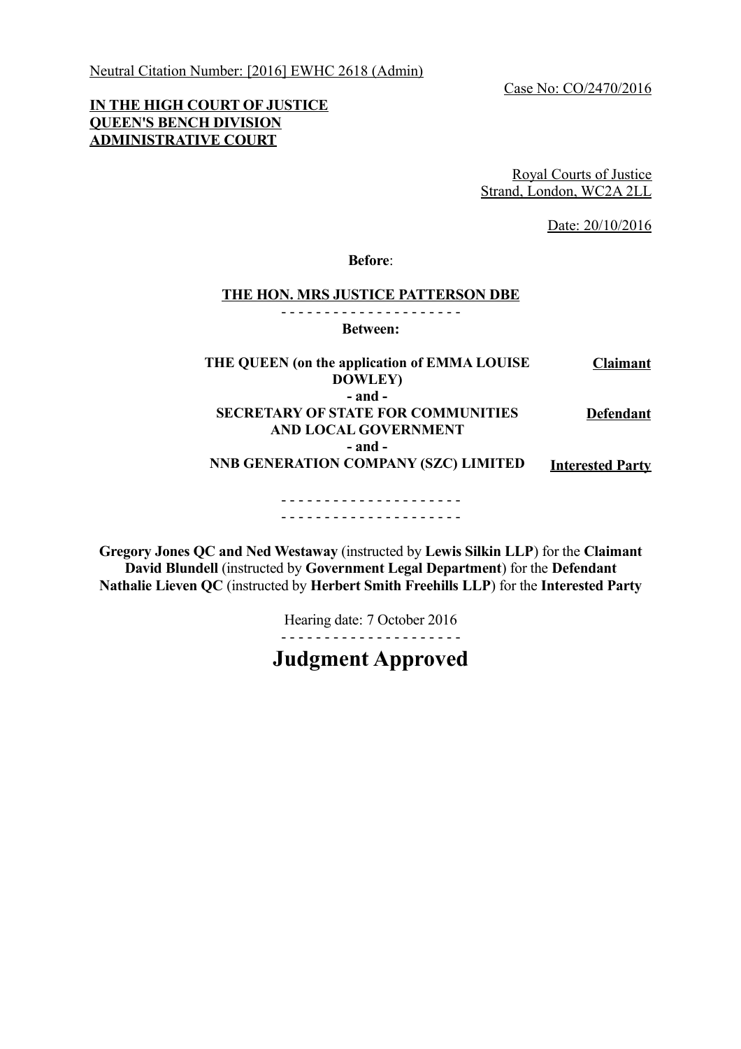Neutral Citation Number: [2016] EWHC 2618 (Admin)

Case No: CO/2470/2016

**IN THE HIGH COURT OF JUSTICE**
**QUEEN'S BENCH DIVISION**
**ADMINISTRATIVE COURT**

Royal Courts of Justice
Strand, London, WC2A 2LL

Date: 20/10/2016

**Before**:

**THE HON. MRS JUSTICE PATTERSON DBE**

- - - - - - - - - - - - - - - - - - - - -

**Between:**

| | |
|---|---|
| **THE QUEEN (on the application of EMMA LOUISE DOWLEY)** | **Claimant** |
| **- and -** | |
| **SECRETARY OF STATE FOR COMMUNITIES AND LOCAL GOVERNMENT** | **Defendant** |
| **- and -** | |
| **NNB GENERATION COMPANY (SZC) LIMITED** | **Interested Party** |

- - - - - - - - - - - - - - - - - - - - -
- - - - - - - - - - - - - - - - - - - - -

**Gregory Jones QC and Ned Westaway** (instructed by **Lewis Silkin LLP**) for the **Claimant**
**David Blundell** (instructed by **Government Legal Department**) for the **Defendant**
**Nathalie Lieven QC** (instructed by **Herbert Smith Freehills LLP**) for the **Interested Party**

Hearing date: 7 October 2016

- - - - - - - - - - - - - - - - - - - - -

# Judgment Approved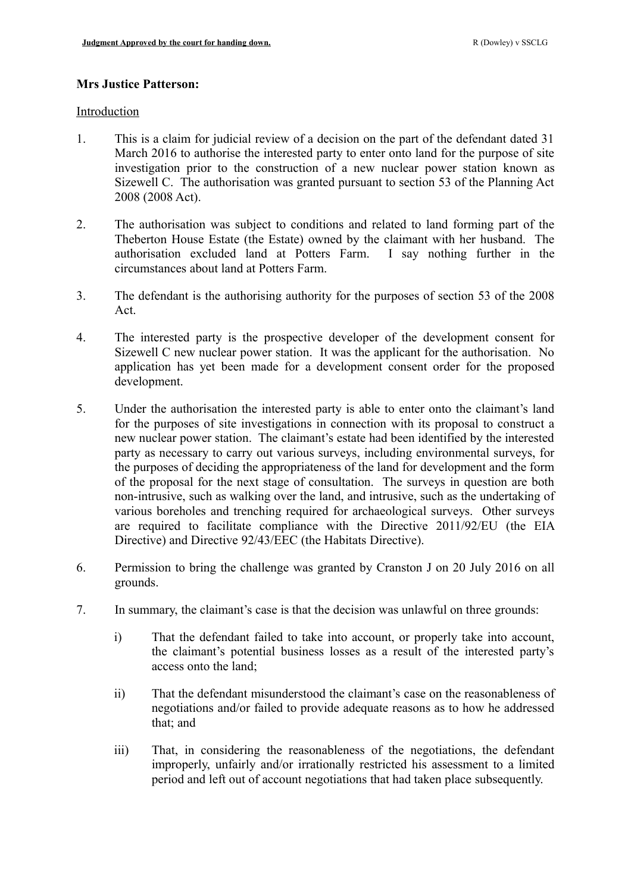**Mrs Justice Patterson:**

Introduction

1. This is a claim for judicial review of a decision on the part of the defendant dated 31 March 2016 to authorise the interested party to enter onto land for the purpose of site investigation prior to the construction of a new nuclear power station known as Sizewell C. The authorisation was granted pursuant to section 53 of the Planning Act 2008 (2008 Act).

2. The authorisation was subject to conditions and related to land forming part of the Theberton House Estate (the Estate) owned by the claimant with her husband. The authorisation excluded land at Potters Farm. I say nothing further in the circumstances about land at Potters Farm.

3. The defendant is the authorising authority for the purposes of section 53 of the 2008 Act.

4. The interested party is the prospective developer of the development consent for Sizewell C new nuclear power station. It was the applicant for the authorisation. No application has yet been made for a development consent order for the proposed development.

5. Under the authorisation the interested party is able to enter onto the claimant's land for the purposes of site investigations in connection with its proposal to construct a new nuclear power station. The claimant's estate had been identified by the interested party as necessary to carry out various surveys, including environmental surveys, for the purposes of deciding the appropriateness of the land for development and the form of the proposal for the next stage of consultation. The surveys in question are both non-intrusive, such as walking over the land, and intrusive, such as the undertaking of various boreholes and trenching required for archaeological surveys. Other surveys are required to facilitate compliance with the Directive 2011/92/EU (the EIA Directive) and Directive 92/43/EEC (the Habitats Directive).

6. Permission to bring the challenge was granted by Cranston J on 20 July 2016 on all grounds.

7. In summary, the claimant's case is that the decision was unlawful on three grounds:

    i) That the defendant failed to take into account, or properly take into account, the claimant's potential business losses as a result of the interested party's access onto the land;

    ii) That the defendant misunderstood the claimant's case on the reasonableness of negotiations and/or failed to provide adequate reasons as to how he addressed that; and

    iii) That, in considering the reasonableness of the negotiations, the defendant improperly, unfairly and/or irrationally restricted his assessment to a limited period and left out of account negotiations that had taken place subsequently.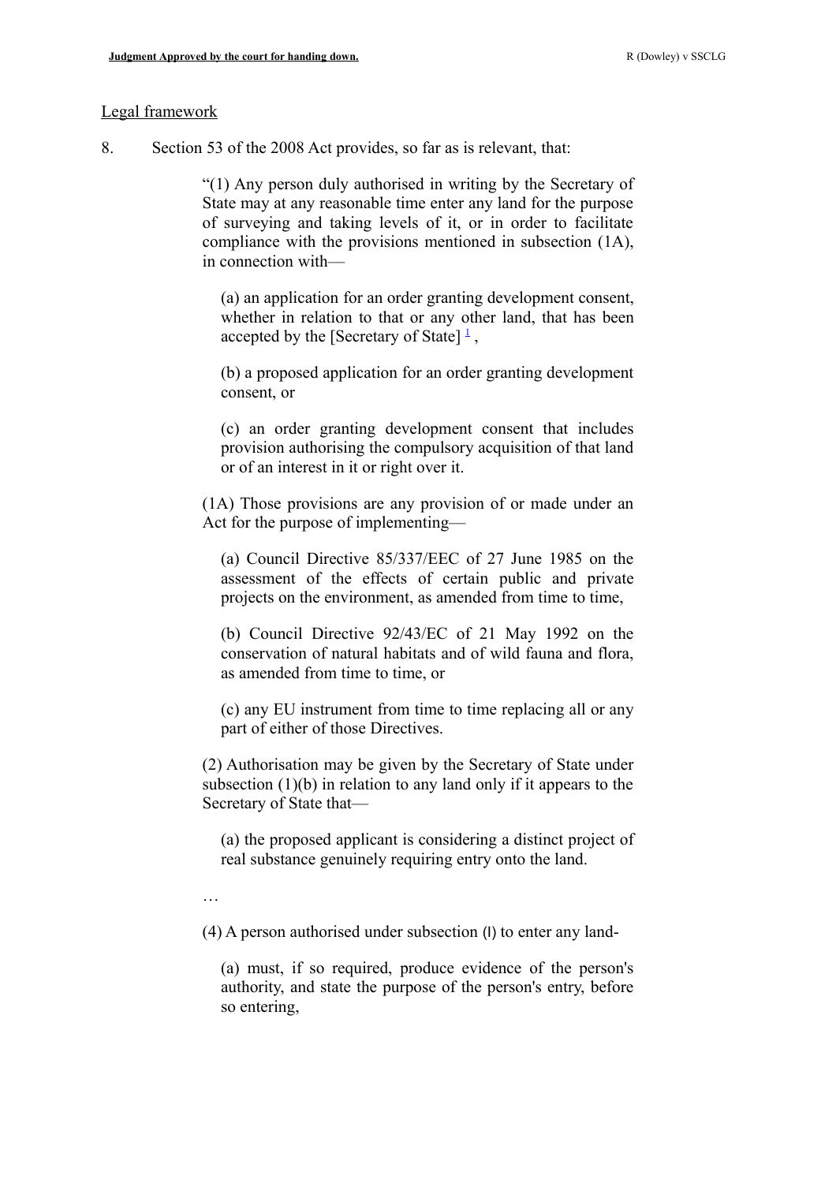Legal framework

8. Section 53 of the 2008 Act provides, so far as is relevant, that:

> "(1) Any person duly authorised in writing by the Secretary of State may at any reasonable time enter any land for the purpose of surveying and taking levels of it, or in order to facilitate compliance with the provisions mentioned in subsection (1A), in connection with—
>
> (a) an application for an order granting development consent, whether in relation to that or any other land, that has been accepted by the [Secretary of State] [1],
>
> (b) a proposed application for an order granting development consent, or
>
> (c) an order granting development consent that includes provision authorising the compulsory acquisition of that land or of an interest in it or right over it.
>
> (1A) Those provisions are any provision of or made under an Act for the purpose of implementing—
>
> (a) Council Directive 85/337/EEC of 27 June 1985 on the assessment of the effects of certain public and private projects on the environment, as amended from time to time,
>
> (b) Council Directive 92/43/EC of 21 May 1992 on the conservation of natural habitats and of wild fauna and flora, as amended from time to time, or
>
> (c) any EU instrument from time to time replacing all or any part of either of those Directives.
>
> (2) Authorisation may be given by the Secretary of State under subsection (1)(b) in relation to any land only if it appears to the Secretary of State that—
>
> (a) the proposed applicant is considering a distinct project of real substance genuinely requiring entry onto the land.
>
> …
>
> (4) A person authorised under subsection (l) to enter any land-
>
> (a) must, if so required, produce evidence of the person's authority, and state the purpose of the person's entry, before so entering,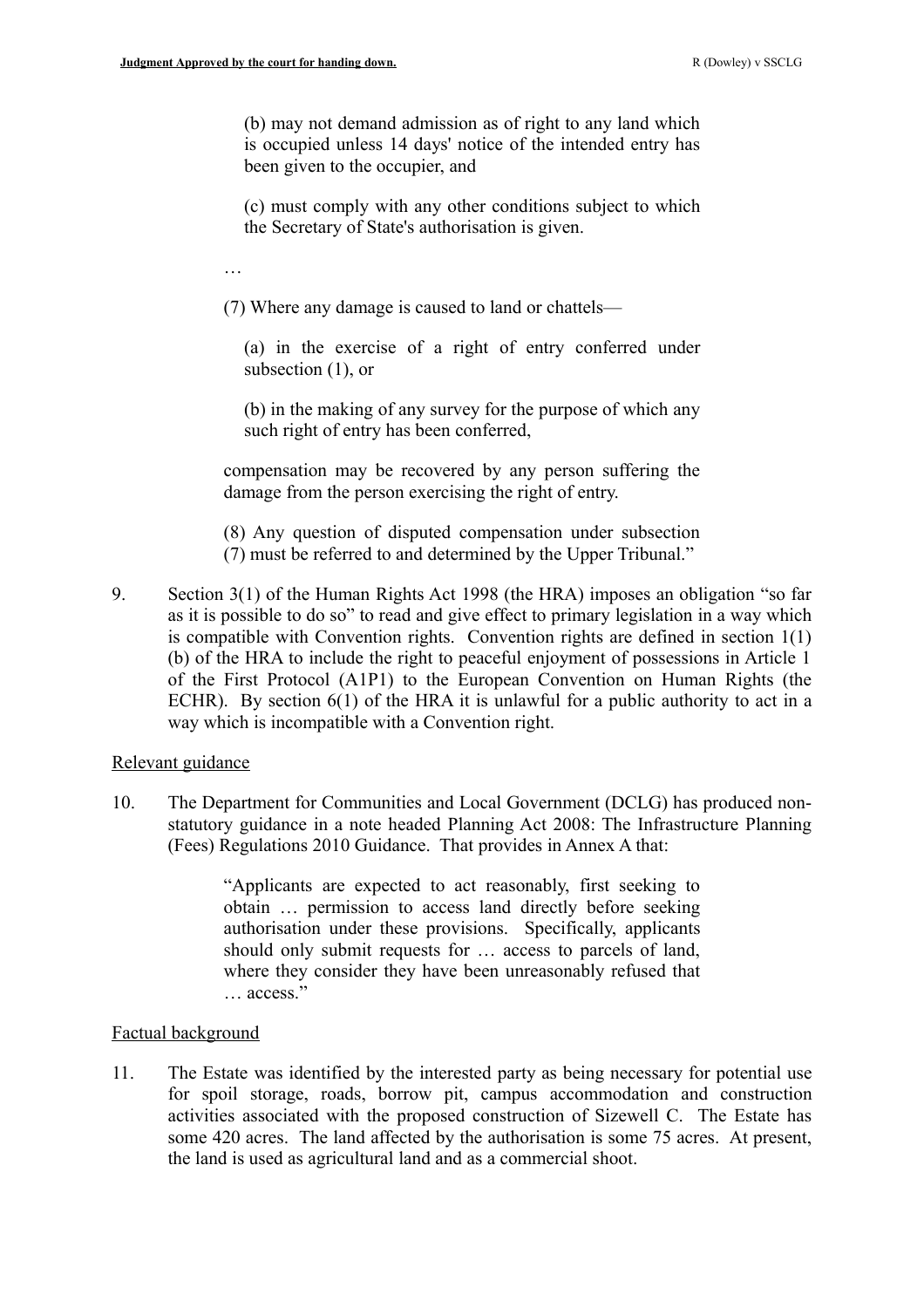> (b) may not demand admission as of right to any land which is occupied unless 14 days' notice of the intended entry has been given to the occupier, and
>
> (c) must comply with any other conditions subject to which the Secretary of State's authorisation is given.
>
> …
>
> (7) Where any damage is caused to land or chattels—
>
> (a) in the exercise of a right of entry conferred under subsection (1), or
>
> (b) in the making of any survey for the purpose of which any such right of entry has been conferred,
>
> compensation may be recovered by any person suffering the damage from the person exercising the right of entry.
>
> (8) Any question of disputed compensation under subsection (7) must be referred to and determined by the Upper Tribunal."

9. Section 3(1) of the Human Rights Act 1998 (the HRA) imposes an obligation "so far as it is possible to do so" to read and give effect to primary legislation in a way which is compatible with Convention rights. Convention rights are defined in section 1(1)(b) of the HRA to include the right to peaceful enjoyment of possessions in Article 1 of the First Protocol (A1P1) to the European Convention on Human Rights (the ECHR). By section 6(1) of the HRA it is unlawful for a public authority to act in a way which is incompatible with a Convention right.

<u>Relevant guidance</u>

10. The Department for Communities and Local Government (DCLG) has produced non-statutory guidance in a note headed Planning Act 2008: The Infrastructure Planning (Fees) Regulations 2010 Guidance. That provides in Annex A that:

> "Applicants are expected to act reasonably, first seeking to obtain … permission to access land directly before seeking authorisation under these provisions. Specifically, applicants should only submit requests for … access to parcels of land, where they consider they have been unreasonably refused that … access."

<u>Factual background</u>

11. The Estate was identified by the interested party as being necessary for potential use for spoil storage, roads, borrow pit, campus accommodation and construction activities associated with the proposed construction of Sizewell C. The Estate has some 420 acres. The land affected by the authorisation is some 75 acres. At present, the land is used as agricultural land and as a commercial shoot.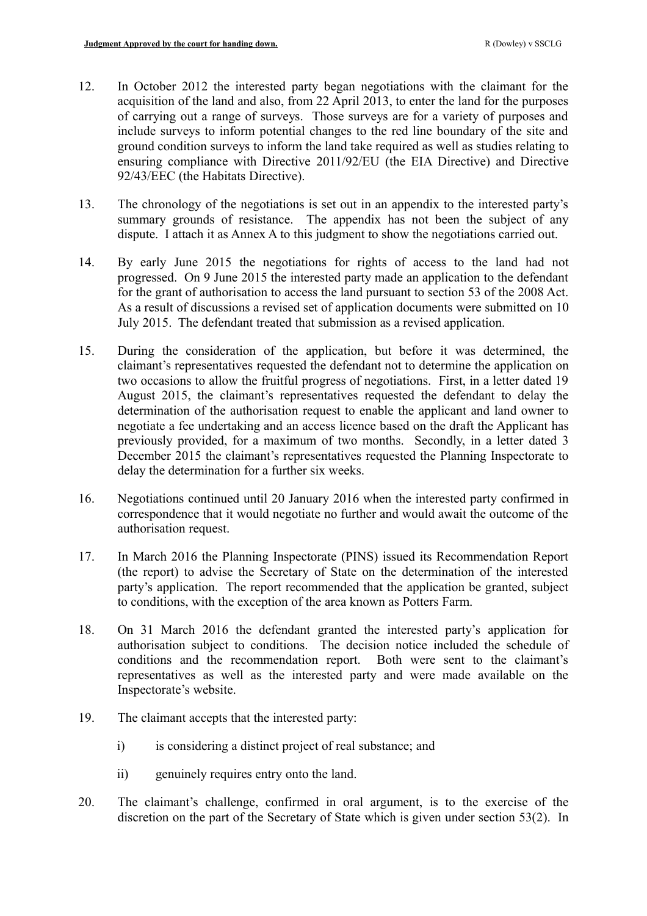12. In October 2012 the interested party began negotiations with the claimant for the acquisition of the land and also, from 22 April 2013, to enter the land for the purposes of carrying out a range of surveys. Those surveys are for a variety of purposes and include surveys to inform potential changes to the red line boundary of the site and ground condition surveys to inform the land take required as well as studies relating to ensuring compliance with Directive 2011/92/EU (the EIA Directive) and Directive 92/43/EEC (the Habitats Directive).

13. The chronology of the negotiations is set out in an appendix to the interested party's summary grounds of resistance. The appendix has not been the subject of any dispute. I attach it as Annex A to this judgment to show the negotiations carried out.

14. By early June 2015 the negotiations for rights of access to the land had not progressed. On 9 June 2015 the interested party made an application to the defendant for the grant of authorisation to access the land pursuant to section 53 of the 2008 Act. As a result of discussions a revised set of application documents were submitted on 10 July 2015. The defendant treated that submission as a revised application.

15. During the consideration of the application, but before it was determined, the claimant's representatives requested the defendant not to determine the application on two occasions to allow the fruitful progress of negotiations. First, in a letter dated 19 August 2015, the claimant's representatives requested the defendant to delay the determination of the authorisation request to enable the applicant and land owner to negotiate a fee undertaking and an access licence based on the draft the Applicant has previously provided, for a maximum of two months. Secondly, in a letter dated 3 December 2015 the claimant's representatives requested the Planning Inspectorate to delay the determination for a further six weeks.

16. Negotiations continued until 20 January 2016 when the interested party confirmed in correspondence that it would negotiate no further and would await the outcome of the authorisation request.

17. In March 2016 the Planning Inspectorate (PINS) issued its Recommendation Report (the report) to advise the Secretary of State on the determination of the interested party's application. The report recommended that the application be granted, subject to conditions, with the exception of the area known as Potters Farm.

18. On 31 March 2016 the defendant granted the interested party's application for authorisation subject to conditions. The decision notice included the schedule of conditions and the recommendation report. Both were sent to the claimant's representatives as well as the interested party and were made available on the Inspectorate's website.

19. The claimant accepts that the interested party:

    i) is considering a distinct project of real substance; and

    ii) genuinely requires entry onto the land.

20. The claimant's challenge, confirmed in oral argument, is to the exercise of the discretion on the part of the Secretary of State which is given under section 53(2). In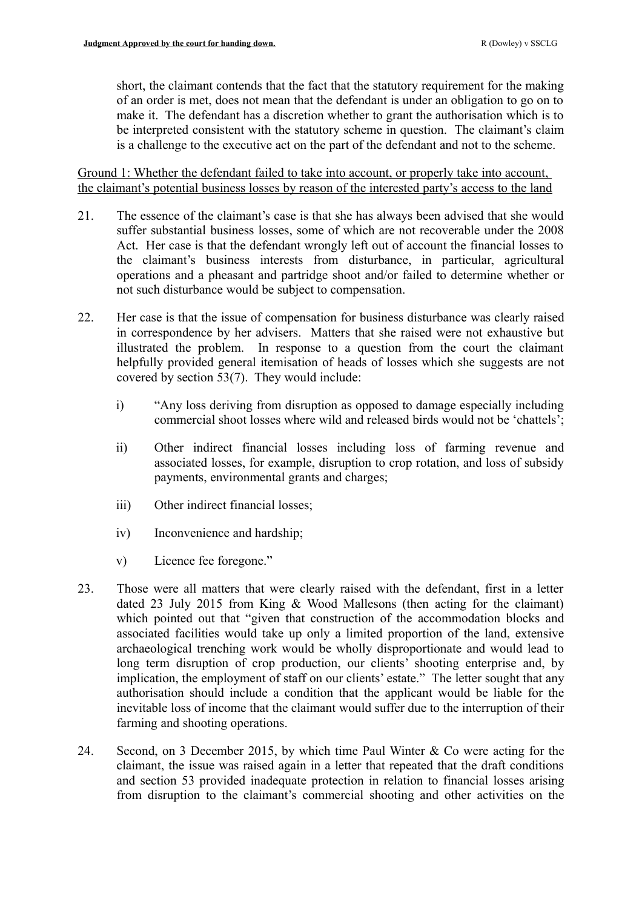short, the claimant contends that the fact that the statutory requirement for the making of an order is met, does not mean that the defendant is under an obligation to go on to make it. The defendant has a discretion whether to grant the authorisation which is to be interpreted consistent with the statutory scheme in question. The claimant's claim is a challenge to the executive act on the part of the defendant and not to the scheme.

<u>Ground 1: Whether the defendant failed to take into account, or properly take into account, the claimant's potential business losses by reason of the interested party's access to the land</u>

21. The essence of the claimant's case is that she has always been advised that she would suffer substantial business losses, some of which are not recoverable under the 2008 Act. Her case is that the defendant wrongly left out of account the financial losses to the claimant's business interests from disturbance, in particular, agricultural operations and a pheasant and partridge shoot and/or failed to determine whether or not such disturbance would be subject to compensation.

22. Her case is that the issue of compensation for business disturbance was clearly raised in correspondence by her advisers. Matters that she raised were not exhaustive but illustrated the problem. In response to a question from the court the claimant helpfully provided general itemisation of heads of losses which she suggests are not covered by section 53(7). They would include:

    i) "Any loss deriving from disruption as opposed to damage especially including commercial shoot losses where wild and released birds would not be 'chattels';

    ii) Other indirect financial losses including loss of farming revenue and associated losses, for example, disruption to crop rotation, and loss of subsidy payments, environmental grants and charges;

    iii) Other indirect financial losses;

    iv) Inconvenience and hardship;

    v) Licence fee foregone."

23. Those were all matters that were clearly raised with the defendant, first in a letter dated 23 July 2015 from King & Wood Mallesons (then acting for the claimant) which pointed out that "given that construction of the accommodation blocks and associated facilities would take up only a limited proportion of the land, extensive archaeological trenching work would be wholly disproportionate and would lead to long term disruption of crop production, our clients' shooting enterprise and, by implication, the employment of staff on our clients' estate." The letter sought that any authorisation should include a condition that the applicant would be liable for the inevitable loss of income that the claimant would suffer due to the interruption of their farming and shooting operations.

24. Second, on 3 December 2015, by which time Paul Winter & Co were acting for the claimant, the issue was raised again in a letter that repeated that the draft conditions and section 53 provided inadequate protection in relation to financial losses arising from disruption to the claimant's commercial shooting and other activities on the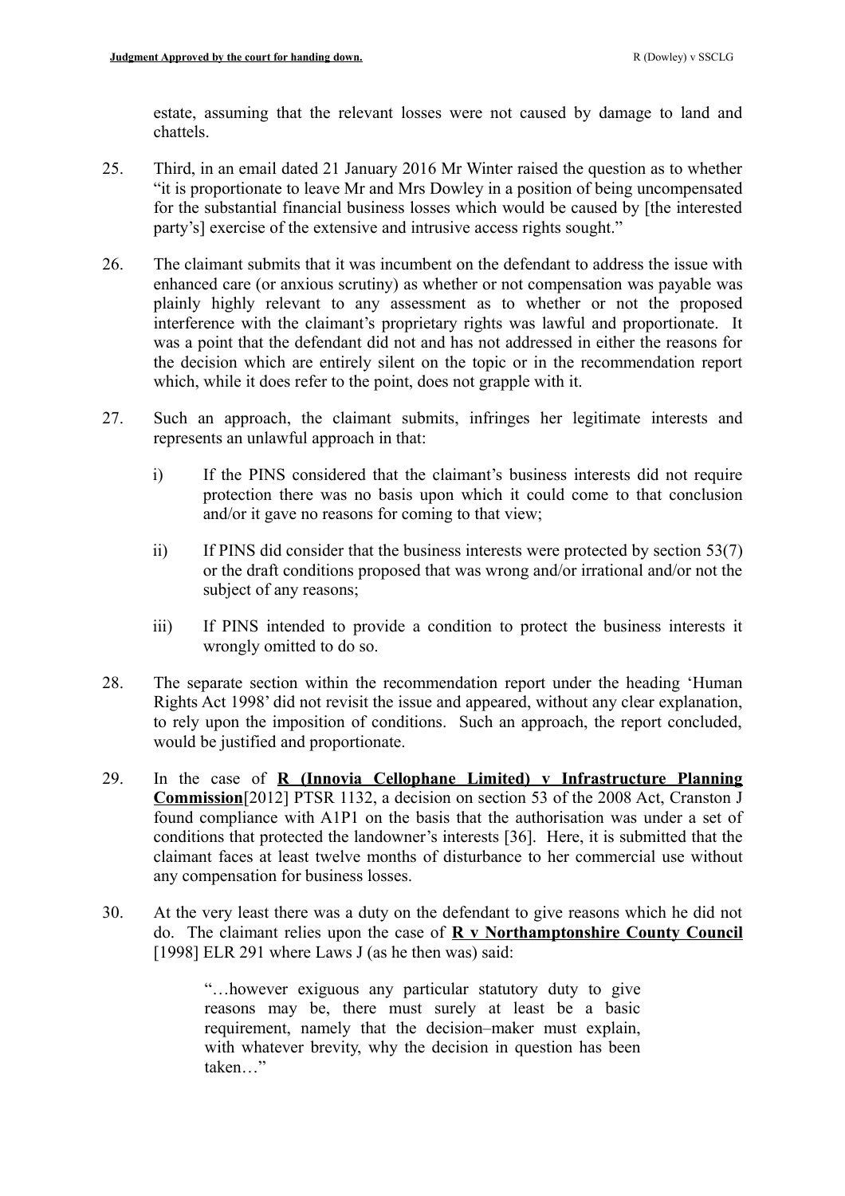estate, assuming that the relevant losses were not caused by damage to land and chattels.

25. Third, in an email dated 21 January 2016 Mr Winter raised the question as to whether "it is proportionate to leave Mr and Mrs Dowley in a position of being uncompensated for the substantial financial business losses which would be caused by [the interested party's] exercise of the extensive and intrusive access rights sought."

26. The claimant submits that it was incumbent on the defendant to address the issue with enhanced care (or anxious scrutiny) as whether or not compensation was payable was plainly highly relevant to any assessment as to whether or not the proposed interference with the claimant's proprietary rights was lawful and proportionate. It was a point that the defendant did not and has not addressed in either the reasons for the decision which are entirely silent on the topic or in the recommendation report which, while it does refer to the point, does not grapple with it.

27. Such an approach, the claimant submits, infringes her legitimate interests and represents an unlawful approach in that:

    i) If the PINS considered that the claimant's business interests did not require protection there was no basis upon which it could come to that conclusion and/or it gave no reasons for coming to that view;

    ii) If PINS did consider that the business interests were protected by section 53(7) or the draft conditions proposed that was wrong and/or irrational and/or not the subject of any reasons;

    iii) If PINS intended to provide a condition to protect the business interests it wrongly omitted to do so.

28. The separate section within the recommendation report under the heading 'Human Rights Act 1998' did not revisit the issue and appeared, without any clear explanation, to rely upon the imposition of conditions. Such an approach, the report concluded, would be justified and proportionate.

29. In the case of **R (Innovia Cellophane Limited) v Infrastructure Planning Commission**[2012] PTSR 1132, a decision on section 53 of the 2008 Act, Cranston J found compliance with A1P1 on the basis that the authorisation was under a set of conditions that protected the landowner's interests [36]. Here, it is submitted that the claimant faces at least twelve months of disturbance to her commercial use without any compensation for business losses.

30. At the very least there was a duty on the defendant to give reasons which he did not do. The claimant relies upon the case of **R v Northamptonshire County Council** [1998] ELR 291 where Laws J (as he then was) said:

> "…however exiguous any particular statutory duty to give reasons may be, there must surely at least be a basic requirement, namely that the decision–maker must explain, with whatever brevity, why the decision in question has been taken…"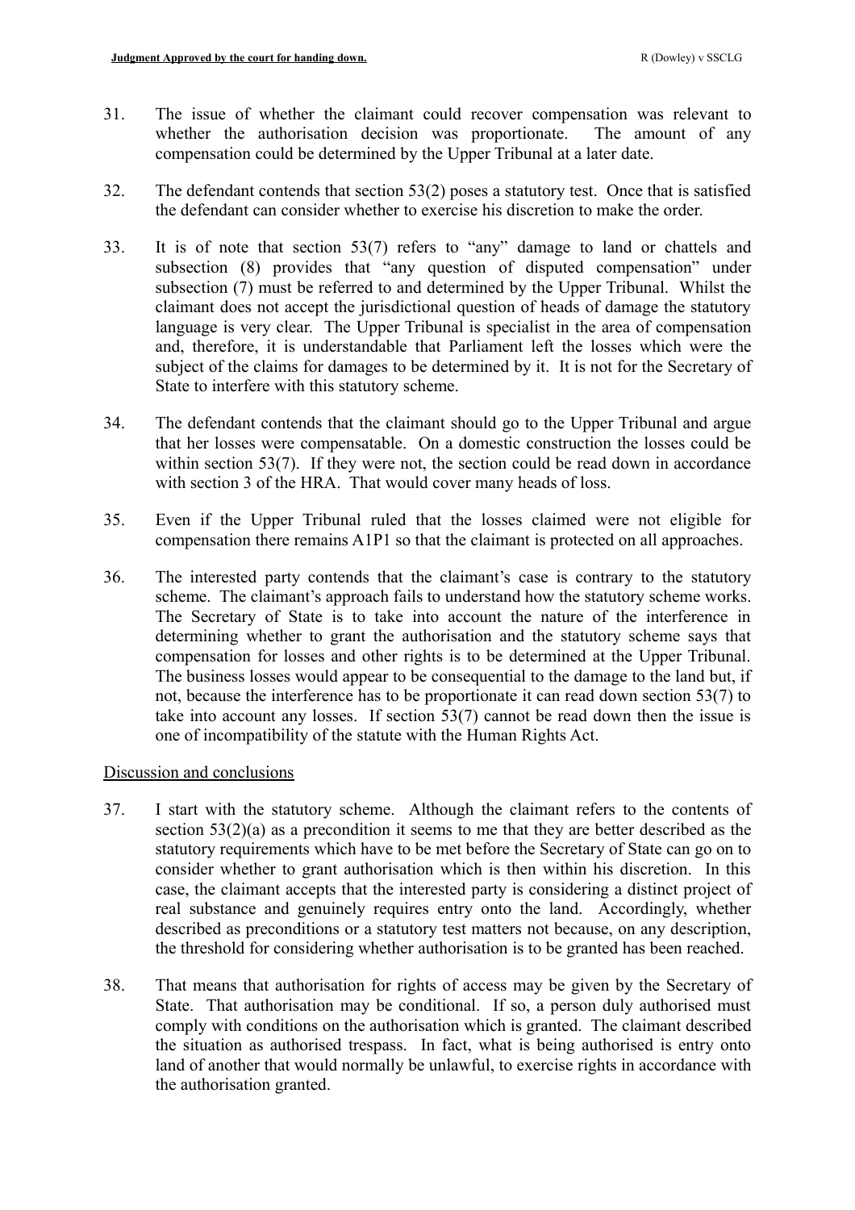31. The issue of whether the claimant could recover compensation was relevant to whether the authorisation decision was proportionate. The amount of any compensation could be determined by the Upper Tribunal at a later date.

32. The defendant contends that section 53(2) poses a statutory test. Once that is satisfied the defendant can consider whether to exercise his discretion to make the order.

33. It is of note that section 53(7) refers to "any" damage to land or chattels and subsection (8) provides that "any question of disputed compensation" under subsection (7) must be referred to and determined by the Upper Tribunal. Whilst the claimant does not accept the jurisdictional question of heads of damage the statutory language is very clear. The Upper Tribunal is specialist in the area of compensation and, therefore, it is understandable that Parliament left the losses which were the subject of the claims for damages to be determined by it. It is not for the Secretary of State to interfere with this statutory scheme.

34. The defendant contends that the claimant should go to the Upper Tribunal and argue that her losses were compensatable. On a domestic construction the losses could be within section 53(7). If they were not, the section could be read down in accordance with section 3 of the HRA. That would cover many heads of loss.

35. Even if the Upper Tribunal ruled that the losses claimed were not eligible for compensation there remains A1P1 so that the claimant is protected on all approaches.

36. The interested party contends that the claimant's case is contrary to the statutory scheme. The claimant's approach fails to understand how the statutory scheme works. The Secretary of State is to take into account the nature of the interference in determining whether to grant the authorisation and the statutory scheme says that compensation for losses and other rights is to be determined at the Upper Tribunal. The business losses would appear to be consequential to the damage to the land but, if not, because the interference has to be proportionate it can read down section 53(7) to take into account any losses. If section 53(7) cannot be read down then the issue is one of incompatibility of the statute with the Human Rights Act.

Discussion and conclusions

37. I start with the statutory scheme. Although the claimant refers to the contents of section 53(2)(a) as a precondition it seems to me that they are better described as the statutory requirements which have to be met before the Secretary of State can go on to consider whether to grant authorisation which is then within his discretion. In this case, the claimant accepts that the interested party is considering a distinct project of real substance and genuinely requires entry onto the land. Accordingly, whether described as preconditions or a statutory test matters not because, on any description, the threshold for considering whether authorisation is to be granted has been reached.

38. That means that authorisation for rights of access may be given by the Secretary of State. That authorisation may be conditional. If so, a person duly authorised must comply with conditions on the authorisation which is granted. The claimant described the situation as authorised trespass. In fact, what is being authorised is entry onto land of another that would normally be unlawful, to exercise rights in accordance with the authorisation granted.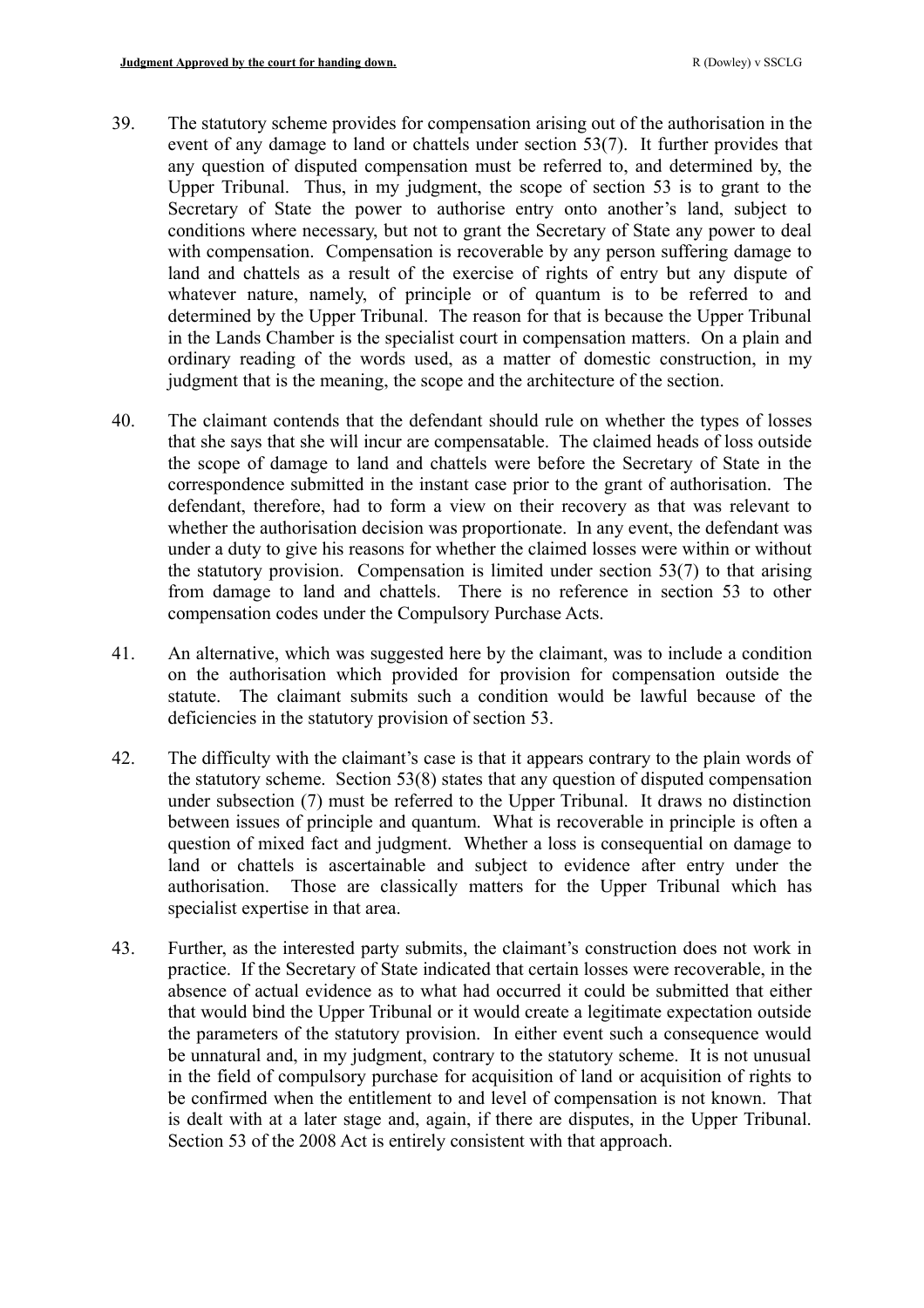39. The statutory scheme provides for compensation arising out of the authorisation in the event of any damage to land or chattels under section 53(7). It further provides that any question of disputed compensation must be referred to, and determined by, the Upper Tribunal. Thus, in my judgment, the scope of section 53 is to grant to the Secretary of State the power to authorise entry onto another's land, subject to conditions where necessary, but not to grant the Secretary of State any power to deal with compensation. Compensation is recoverable by any person suffering damage to land and chattels as a result of the exercise of rights of entry but any dispute of whatever nature, namely, of principle or of quantum is to be referred to and determined by the Upper Tribunal. The reason for that is because the Upper Tribunal in the Lands Chamber is the specialist court in compensation matters. On a plain and ordinary reading of the words used, as a matter of domestic construction, in my judgment that is the meaning, the scope and the architecture of the section.

40. The claimant contends that the defendant should rule on whether the types of losses that she says that she will incur are compensatable. The claimed heads of loss outside the scope of damage to land and chattels were before the Secretary of State in the correspondence submitted in the instant case prior to the grant of authorisation. The defendant, therefore, had to form a view on their recovery as that was relevant to whether the authorisation decision was proportionate. In any event, the defendant was under a duty to give his reasons for whether the claimed losses were within or without the statutory provision. Compensation is limited under section 53(7) to that arising from damage to land and chattels. There is no reference in section 53 to other compensation codes under the Compulsory Purchase Acts.

41. An alternative, which was suggested here by the claimant, was to include a condition on the authorisation which provided for provision for compensation outside the statute. The claimant submits such a condition would be lawful because of the deficiencies in the statutory provision of section 53.

42. The difficulty with the claimant's case is that it appears contrary to the plain words of the statutory scheme. Section 53(8) states that any question of disputed compensation under subsection (7) must be referred to the Upper Tribunal. It draws no distinction between issues of principle and quantum. What is recoverable in principle is often a question of mixed fact and judgment. Whether a loss is consequential on damage to land or chattels is ascertainable and subject to evidence after entry under the authorisation. Those are classically matters for the Upper Tribunal which has specialist expertise in that area.

43. Further, as the interested party submits, the claimant's construction does not work in practice. If the Secretary of State indicated that certain losses were recoverable, in the absence of actual evidence as to what had occurred it could be submitted that either that would bind the Upper Tribunal or it would create a legitimate expectation outside the parameters of the statutory provision. In either event such a consequence would be unnatural and, in my judgment, contrary to the statutory scheme. It is not unusual in the field of compulsory purchase for acquisition of land or acquisition of rights to be confirmed when the entitlement to and level of compensation is not known. That is dealt with at a later stage and, again, if there are disputes, in the Upper Tribunal. Section 53 of the 2008 Act is entirely consistent with that approach.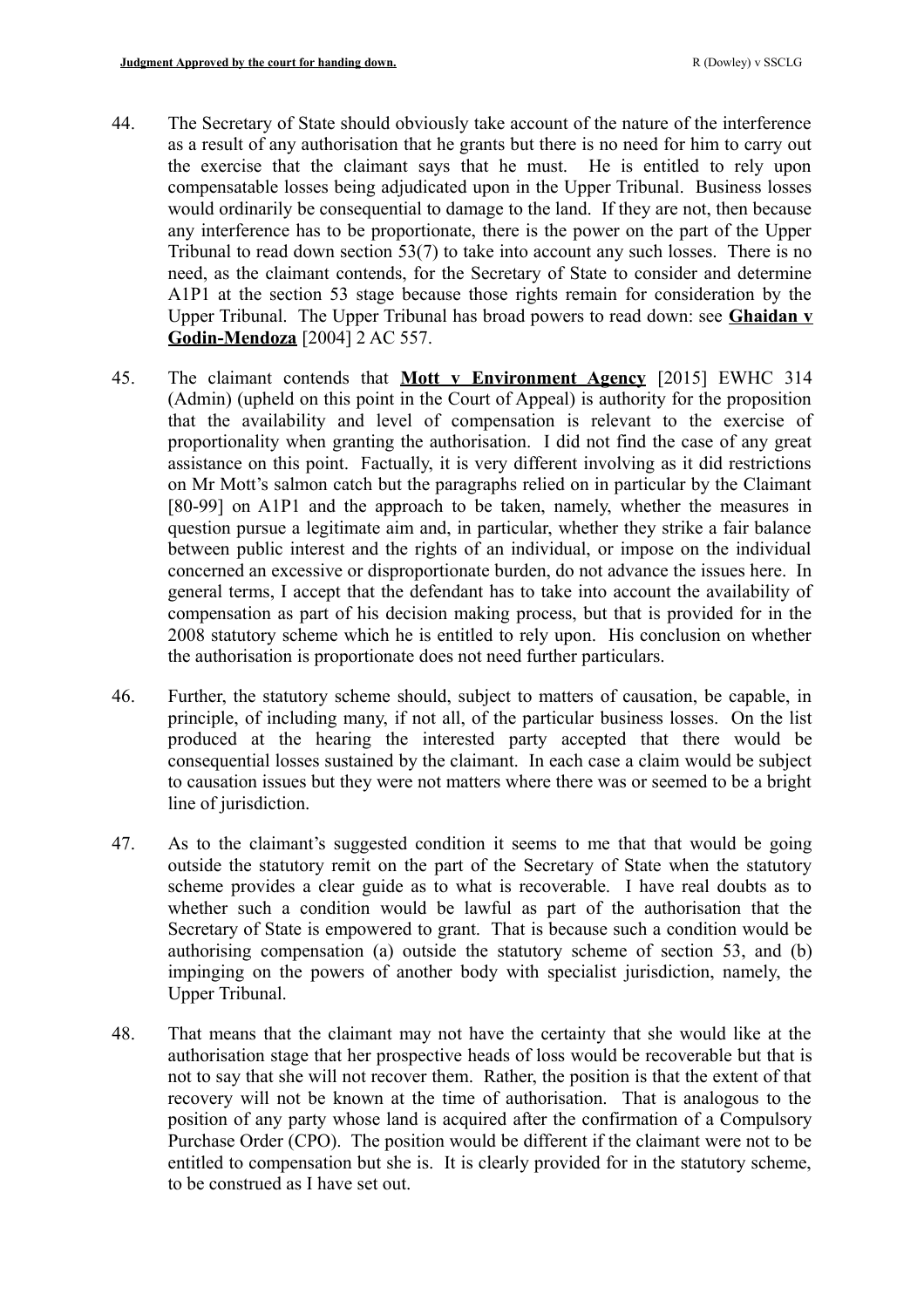44. The Secretary of State should obviously take account of the nature of the interference as a result of any authorisation that he grants but there is no need for him to carry out the exercise that the claimant says that he must. He is entitled to rely upon compensatable losses being adjudicated upon in the Upper Tribunal. Business losses would ordinarily be consequential to damage to the land. If they are not, then because any interference has to be proportionate, there is the power on the part of the Upper Tribunal to read down section 53(7) to take into account any such losses. There is no need, as the claimant contends, for the Secretary of State to consider and determine A1P1 at the section 53 stage because those rights remain for consideration by the Upper Tribunal. The Upper Tribunal has broad powers to read down: see **Ghaidan v Godin-Mendoza** [2004] 2 AC 557.

45. The claimant contends that **Mott v Environment Agency** [2015] EWHC 314 (Admin) (upheld on this point in the Court of Appeal) is authority for the proposition that the availability and level of compensation is relevant to the exercise of proportionality when granting the authorisation. I did not find the case of any great assistance on this point. Factually, it is very different involving as it did restrictions on Mr Mott's salmon catch but the paragraphs relied on in particular by the Claimant [80-99] on A1P1 and the approach to be taken, namely, whether the measures in question pursue a legitimate aim and, in particular, whether they strike a fair balance between public interest and the rights of an individual, or impose on the individual concerned an excessive or disproportionate burden, do not advance the issues here. In general terms, I accept that the defendant has to take into account the availability of compensation as part of his decision making process, but that is provided for in the 2008 statutory scheme which he is entitled to rely upon. His conclusion on whether the authorisation is proportionate does not need further particulars.

46. Further, the statutory scheme should, subject to matters of causation, be capable, in principle, of including many, if not all, of the particular business losses. On the list produced at the hearing the interested party accepted that there would be consequential losses sustained by the claimant. In each case a claim would be subject to causation issues but they were not matters where there was or seemed to be a bright line of jurisdiction.

47. As to the claimant's suggested condition it seems to me that that would be going outside the statutory remit on the part of the Secretary of State when the statutory scheme provides a clear guide as to what is recoverable. I have real doubts as to whether such a condition would be lawful as part of the authorisation that the Secretary of State is empowered to grant. That is because such a condition would be authorising compensation (a) outside the statutory scheme of section 53, and (b) impinging on the powers of another body with specialist jurisdiction, namely, the Upper Tribunal.

48. That means that the claimant may not have the certainty that she would like at the authorisation stage that her prospective heads of loss would be recoverable but that is not to say that she will not recover them. Rather, the position is that the extent of that recovery will not be known at the time of authorisation. That is analogous to the position of any party whose land is acquired after the confirmation of a Compulsory Purchase Order (CPO). The position would be different if the claimant were not to be entitled to compensation but she is. It is clearly provided for in the statutory scheme, to be construed as I have set out.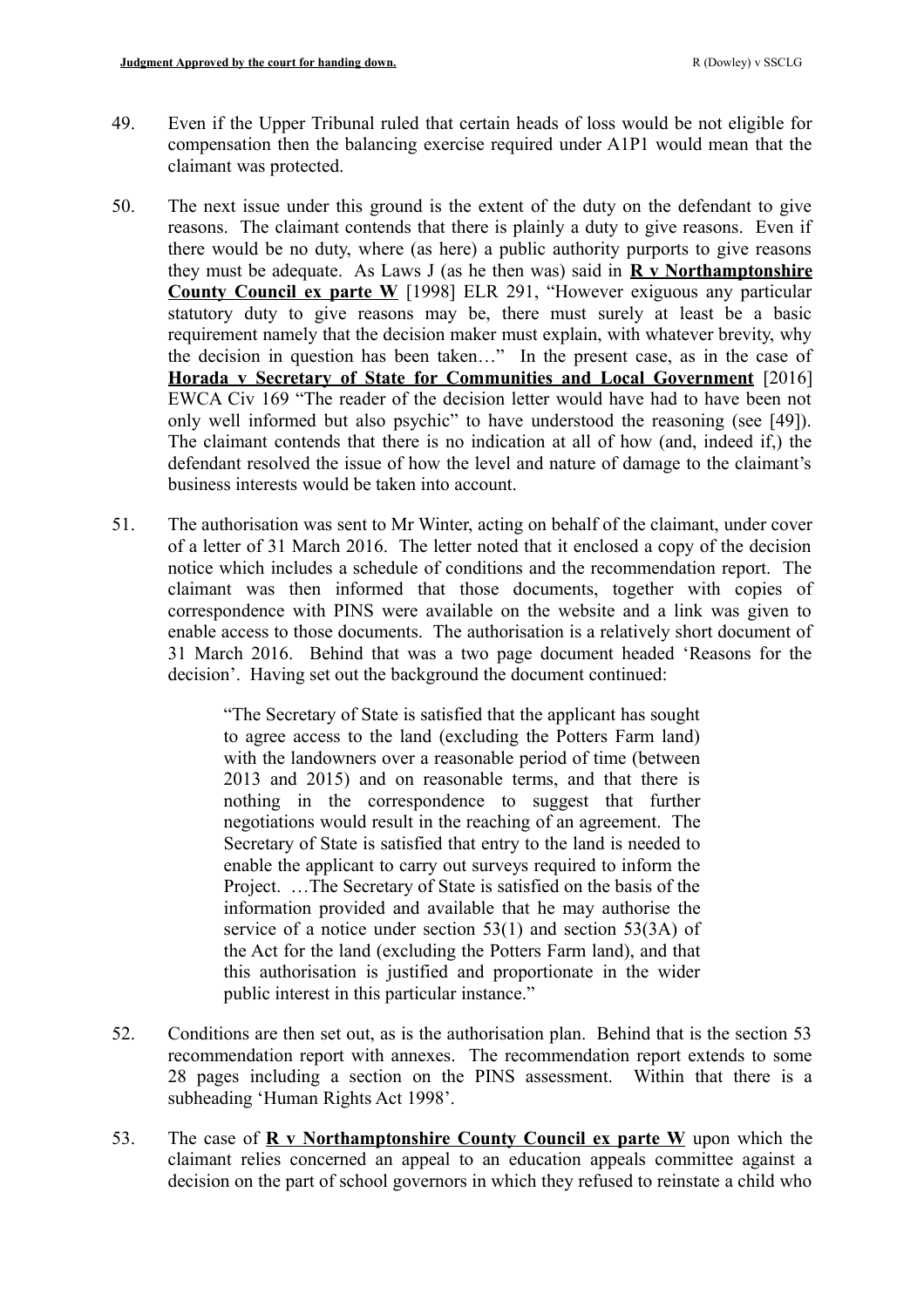49. Even if the Upper Tribunal ruled that certain heads of loss would be not eligible for compensation then the balancing exercise required under A1P1 would mean that the claimant was protected.

50. The next issue under this ground is the extent of the duty on the defendant to give reasons. The claimant contends that there is plainly a duty to give reasons. Even if there would be no duty, where (as here) a public authority purports to give reasons they must be adequate. As Laws J (as he then was) said in **R v Northamptonshire County Council ex parte W** [1998] ELR 291, "However exiguous any particular statutory duty to give reasons may be, there must surely at least be a basic requirement namely that the decision maker must explain, with whatever brevity, why the decision in question has been taken…" In the present case, as in the case of **Horada v Secretary of State for Communities and Local Government** [2016] EWCA Civ 169 "The reader of the decision letter would have had to have been not only well informed but also psychic" to have understood the reasoning (see [49]). The claimant contends that there is no indication at all of how (and, indeed if,) the defendant resolved the issue of how the level and nature of damage to the claimant's business interests would be taken into account.

51. The authorisation was sent to Mr Winter, acting on behalf of the claimant, under cover of a letter of 31 March 2016. The letter noted that it enclosed a copy of the decision notice which includes a schedule of conditions and the recommendation report. The claimant was then informed that those documents, together with copies of correspondence with PINS were available on the website and a link was given to enable access to those documents. The authorisation is a relatively short document of 31 March 2016. Behind that was a two page document headed 'Reasons for the decision'. Having set out the background the document continued:

> "The Secretary of State is satisfied that the applicant has sought to agree access to the land (excluding the Potters Farm land) with the landowners over a reasonable period of time (between 2013 and 2015) and on reasonable terms, and that there is nothing in the correspondence to suggest that further negotiations would result in the reaching of an agreement. The Secretary of State is satisfied that entry to the land is needed to enable the applicant to carry out surveys required to inform the Project. …The Secretary of State is satisfied on the basis of the information provided and available that he may authorise the service of a notice under section 53(1) and section 53(3A) of the Act for the land (excluding the Potters Farm land), and that this authorisation is justified and proportionate in the wider public interest in this particular instance."

52. Conditions are then set out, as is the authorisation plan. Behind that is the section 53 recommendation report with annexes. The recommendation report extends to some 28 pages including a section on the PINS assessment. Within that there is a subheading 'Human Rights Act 1998'.

53. The case of **R v Northamptonshire County Council ex parte W** upon which the claimant relies concerned an appeal to an education appeals committee against a decision on the part of school governors in which they refused to reinstate a child who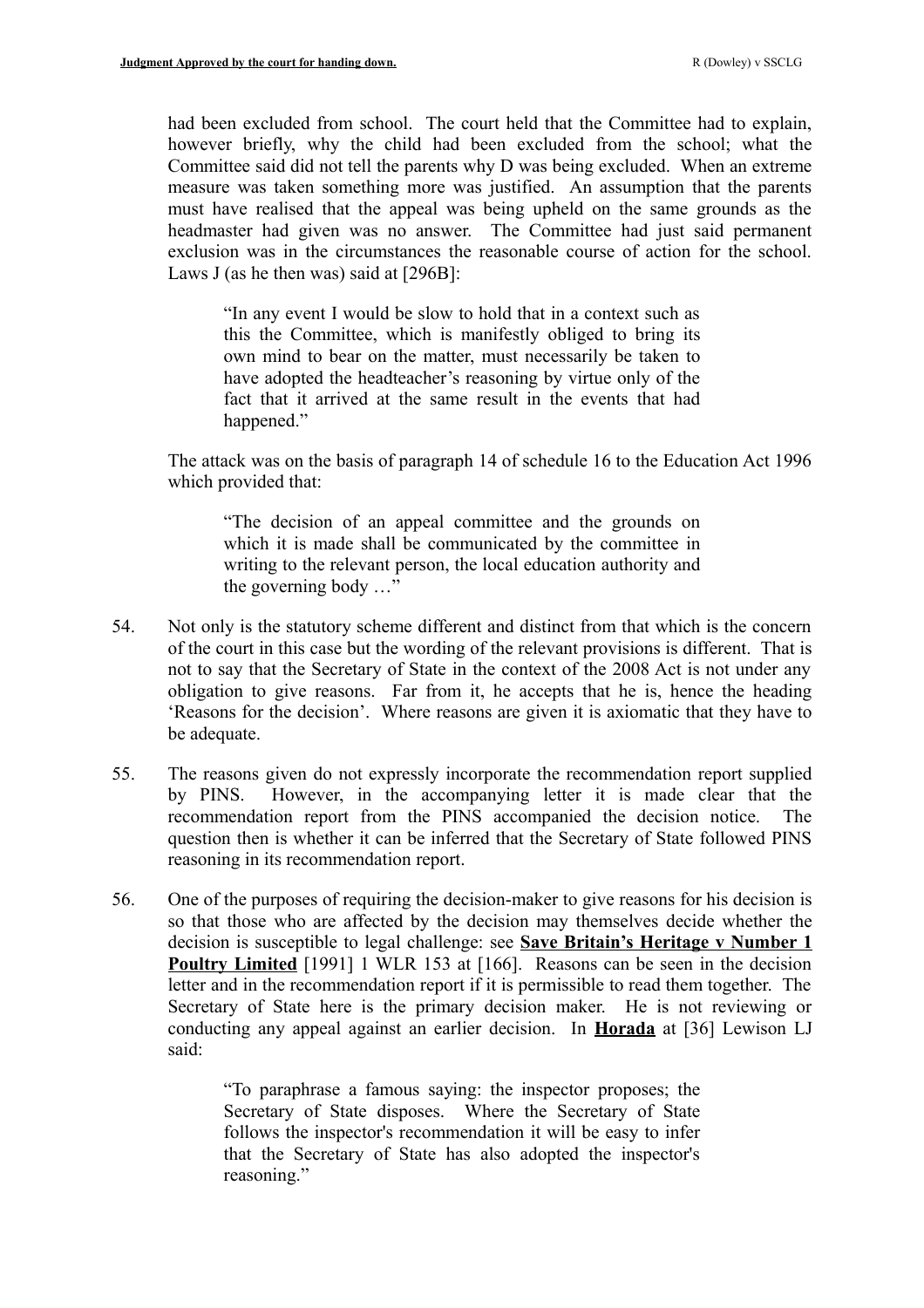had been excluded from school. The court held that the Committee had to explain, however briefly, why the child had been excluded from the school; what the Committee said did not tell the parents why D was being excluded. When an extreme measure was taken something more was justified. An assumption that the parents must have realised that the appeal was being upheld on the same grounds as the headmaster had given was no answer. The Committee had just said permanent exclusion was in the circumstances the reasonable course of action for the school. Laws J (as he then was) said at [296B]:

> "In any event I would be slow to hold that in a context such as this the Committee, which is manifestly obliged to bring its own mind to bear on the matter, must necessarily be taken to have adopted the headteacher's reasoning by virtue only of the fact that it arrived at the same result in the events that had happened."

The attack was on the basis of paragraph 14 of schedule 16 to the Education Act 1996 which provided that:

> "The decision of an appeal committee and the grounds on which it is made shall be communicated by the committee in writing to the relevant person, the local education authority and the governing body …"

54. Not only is the statutory scheme different and distinct from that which is the concern of the court in this case but the wording of the relevant provisions is different. That is not to say that the Secretary of State in the context of the 2008 Act is not under any obligation to give reasons. Far from it, he accepts that he is, hence the heading 'Reasons for the decision'. Where reasons are given it is axiomatic that they have to be adequate.

55. The reasons given do not expressly incorporate the recommendation report supplied by PINS. However, in the accompanying letter it is made clear that the recommendation report from the PINS accompanied the decision notice. The question then is whether it can be inferred that the Secretary of State followed PINS reasoning in its recommendation report.

56. One of the purposes of requiring the decision-maker to give reasons for his decision is so that those who are affected by the decision may themselves decide whether the decision is susceptible to legal challenge: see **Save Britain's Heritage v Number 1 Poultry Limited** [1991] 1 WLR 153 at [166]. Reasons can be seen in the decision letter and in the recommendation report if it is permissible to read them together. The Secretary of State here is the primary decision maker. He is not reviewing or conducting any appeal against an earlier decision. In **Horada** at [36] Lewison LJ said:

> "To paraphrase a famous saying: the inspector proposes; the Secretary of State disposes. Where the Secretary of State follows the inspector's recommendation it will be easy to infer that the Secretary of State has also adopted the inspector's reasoning."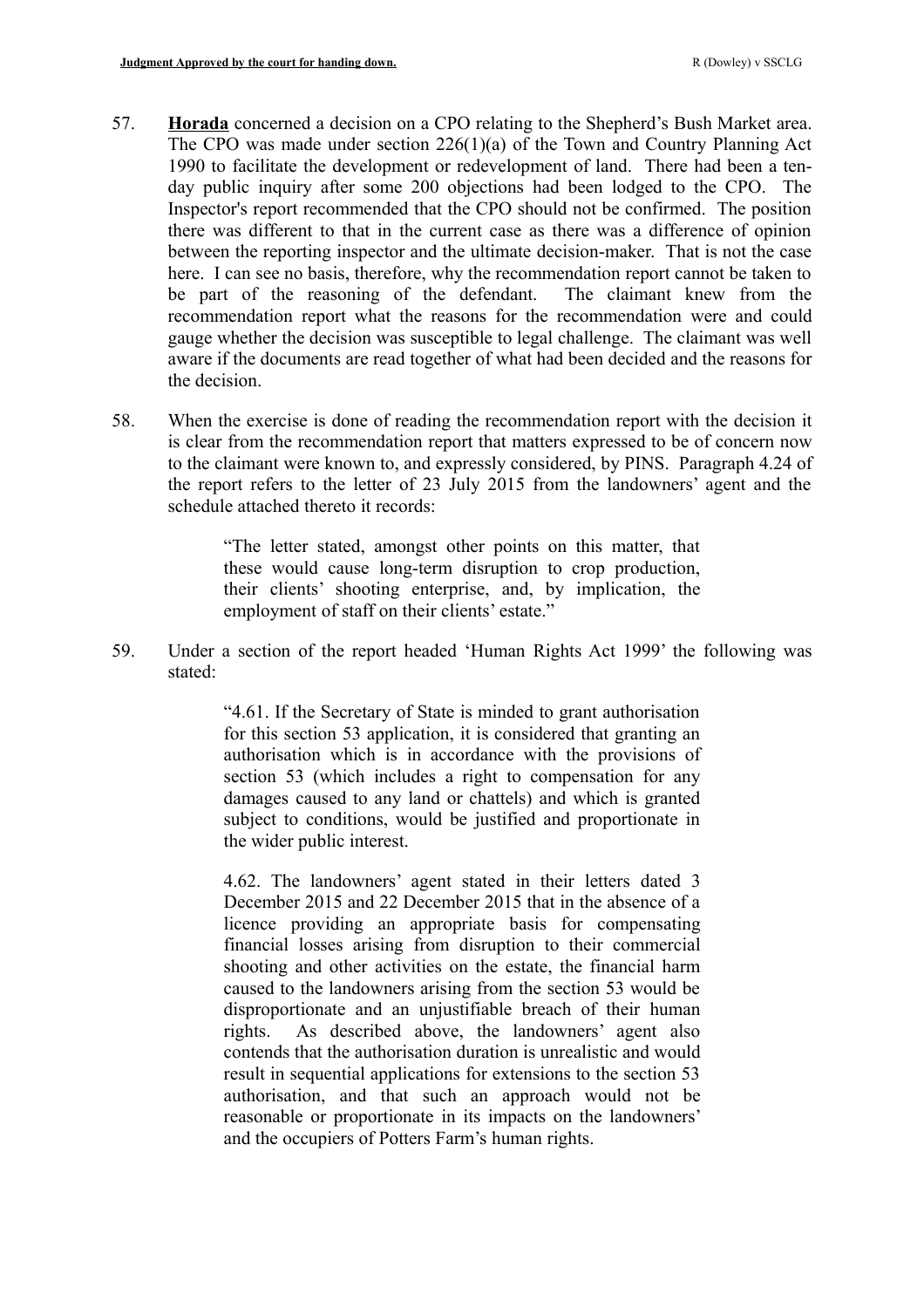57. **Horada** concerned a decision on a CPO relating to the Shepherd's Bush Market area. The CPO was made under section 226(1)(a) of the Town and Country Planning Act 1990 to facilitate the development or redevelopment of land. There had been a ten-day public inquiry after some 200 objections had been lodged to the CPO. The Inspector's report recommended that the CPO should not be confirmed. The position there was different to that in the current case as there was a difference of opinion between the reporting inspector and the ultimate decision-maker. That is not the case here. I can see no basis, therefore, why the recommendation report cannot be taken to be part of the reasoning of the defendant. The claimant knew from the recommendation report what the reasons for the recommendation were and could gauge whether the decision was susceptible to legal challenge. The claimant was well aware if the documents are read together of what had been decided and the reasons for the decision.

58. When the exercise is done of reading the recommendation report with the decision it is clear from the recommendation report that matters expressed to be of concern now to the claimant were known to, and expressly considered, by PINS. Paragraph 4.24 of the report refers to the letter of 23 July 2015 from the landowners' agent and the schedule attached thereto it records:

> "The letter stated, amongst other points on this matter, that these would cause long-term disruption to crop production, their clients' shooting enterprise, and, by implication, the employment of staff on their clients' estate."

59. Under a section of the report headed 'Human Rights Act 1999' the following was stated:

> "4.61. If the Secretary of State is minded to grant authorisation for this section 53 application, it is considered that granting an authorisation which is in accordance with the provisions of section 53 (which includes a right to compensation for any damages caused to any land or chattels) and which is granted subject to conditions, would be justified and proportionate in the wider public interest.
>
> 4.62. The landowners' agent stated in their letters dated 3 December 2015 and 22 December 2015 that in the absence of a licence providing an appropriate basis for compensating financial losses arising from disruption to their commercial shooting and other activities on the estate, the financial harm caused to the landowners arising from the section 53 would be disproportionate and an unjustifiable breach of their human rights. As described above, the landowners' agent also contends that the authorisation duration is unrealistic and would result in sequential applications for extensions to the section 53 authorisation, and that such an approach would not be reasonable or proportionate in its impacts on the landowners' and the occupiers of Potters Farm's human rights.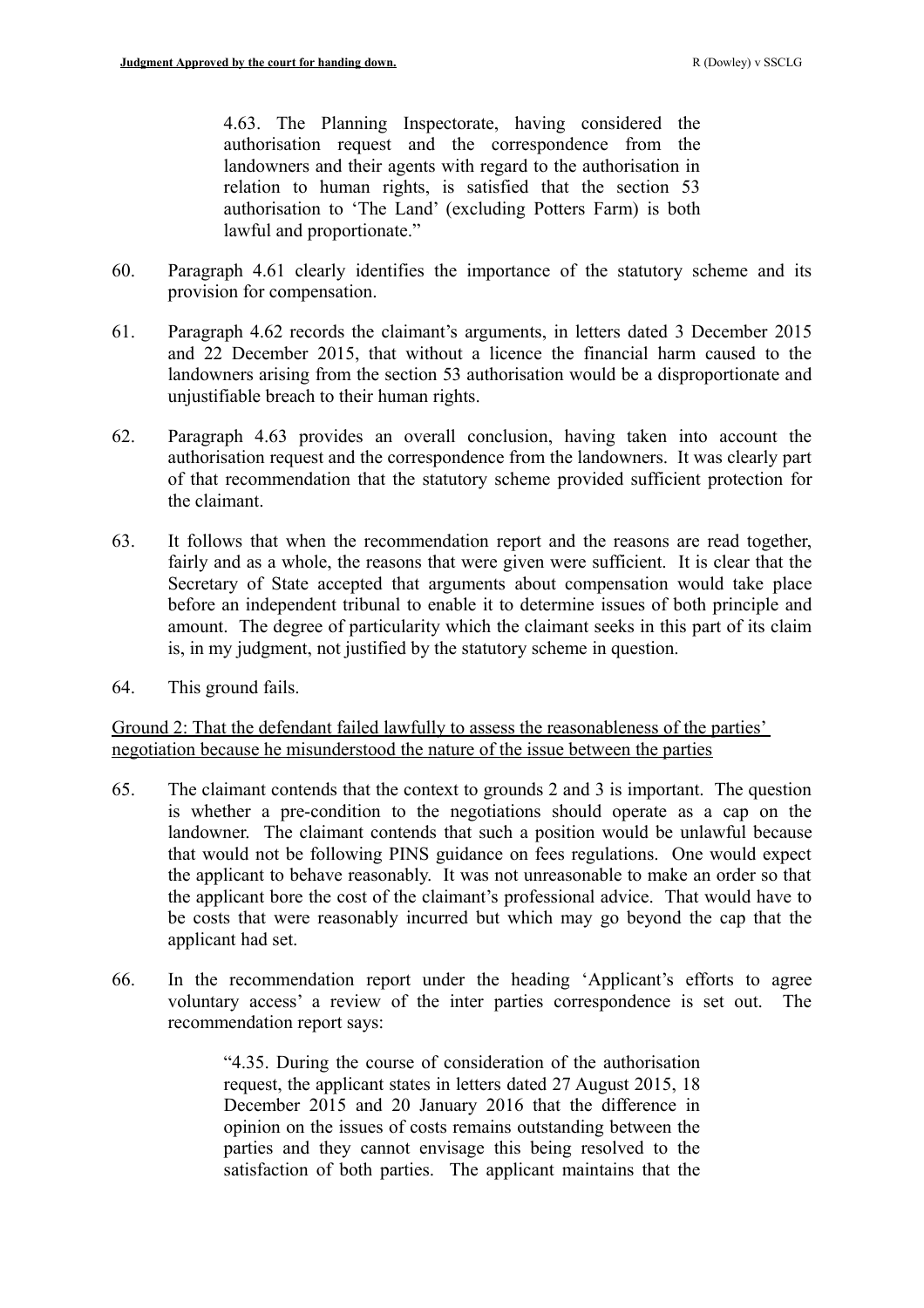> 4.63. The Planning Inspectorate, having considered the authorisation request and the correspondence from the landowners and their agents with regard to the authorisation in relation to human rights, is satisfied that the section 53 authorisation to 'The Land' (excluding Potters Farm) is both lawful and proportionate."

60. Paragraph 4.61 clearly identifies the importance of the statutory scheme and its provision for compensation.

61. Paragraph 4.62 records the claimant's arguments, in letters dated 3 December 2015 and 22 December 2015, that without a licence the financial harm caused to the landowners arising from the section 53 authorisation would be a disproportionate and unjustifiable breach to their human rights.

62. Paragraph 4.63 provides an overall conclusion, having taken into account the authorisation request and the correspondence from the landowners. It was clearly part of that recommendation that the statutory scheme provided sufficient protection for the claimant.

63. It follows that when the recommendation report and the reasons are read together, fairly and as a whole, the reasons that were given were sufficient. It is clear that the Secretary of State accepted that arguments about compensation would take place before an independent tribunal to enable it to determine issues of both principle and amount. The degree of particularity which the claimant seeks in this part of its claim is, in my judgment, not justified by the statutory scheme in question.

64. This ground fails.

<u>Ground 2: That the defendant failed lawfully to assess the reasonableness of the parties' negotiation because he misunderstood the nature of the issue between the parties</u>

65. The claimant contends that the context to grounds 2 and 3 is important. The question is whether a pre-condition to the negotiations should operate as a cap on the landowner. The claimant contends that such a position would be unlawful because that would not be following PINS guidance on fees regulations. One would expect the applicant to behave reasonably. It was not unreasonable to make an order so that the applicant bore the cost of the claimant's professional advice. That would have to be costs that were reasonably incurred but which may go beyond the cap that the applicant had set.

66. In the recommendation report under the heading 'Applicant's efforts to agree voluntary access' a review of the inter parties correspondence is set out. The recommendation report says:

> "4.35. During the course of consideration of the authorisation request, the applicant states in letters dated 27 August 2015, 18 December 2015 and 20 January 2016 that the difference in opinion on the issues of costs remains outstanding between the parties and they cannot envisage this being resolved to the satisfaction of both parties. The applicant maintains that the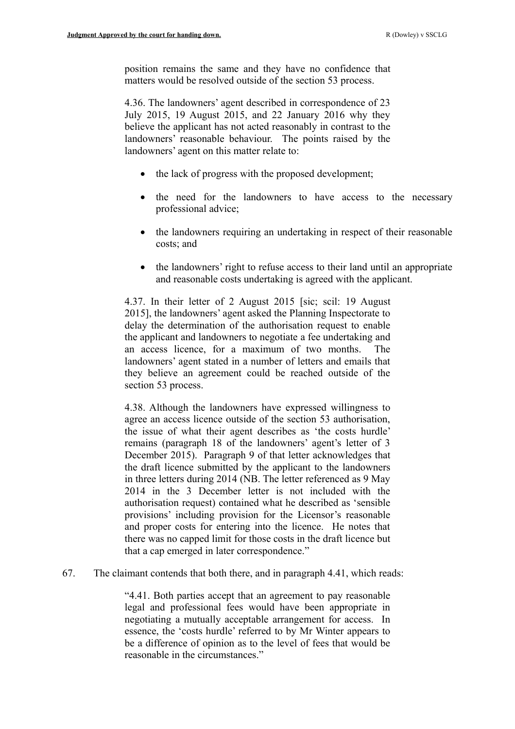> position remains the same and they have no confidence that matters would be resolved outside of the section 53 process.
>
> 4.36. The landowners' agent described in correspondence of 23 July 2015, 19 August 2015, and 22 January 2016 why they believe the applicant has not acted reasonably in contrast to the landowners' reasonable behaviour. The points raised by the landowners' agent on this matter relate to:
>
> - the lack of progress with the proposed development;
> - the need for the landowners to have access to the necessary professional advice;
> - the landowners requiring an undertaking in respect of their reasonable costs; and
> - the landowners' right to refuse access to their land until an appropriate and reasonable costs undertaking is agreed with the applicant.
>
> 4.37. In their letter of 2 August 2015 [sic; scil: 19 August 2015], the landowners' agent asked the Planning Inspectorate to delay the determination of the authorisation request to enable the applicant and landowners to negotiate a fee undertaking and an access licence, for a maximum of two months. The landowners' agent stated in a number of letters and emails that they believe an agreement could be reached outside of the section 53 process.
>
> 4.38. Although the landowners have expressed willingness to agree an access licence outside of the section 53 authorisation, the issue of what their agent describes as 'the costs hurdle' remains (paragraph 18 of the landowners' agent's letter of 3 December 2015). Paragraph 9 of that letter acknowledges that the draft licence submitted by the applicant to the landowners in three letters during 2014 (NB. The letter referenced as 9 May 2014 in the 3 December letter is not included with the authorisation request) contained what he described as 'sensible provisions' including provision for the Licensor's reasonable and proper costs for entering into the licence. He notes that there was no capped limit for those costs in the draft licence but that a cap emerged in later correspondence."

67. The claimant contends that both there, and in paragraph 4.41, which reads:

> "4.41. Both parties accept that an agreement to pay reasonable legal and professional fees would have been appropriate in negotiating a mutually acceptable arrangement for access. In essence, the 'costs hurdle' referred to by Mr Winter appears to be a difference of opinion as to the level of fees that would be reasonable in the circumstances."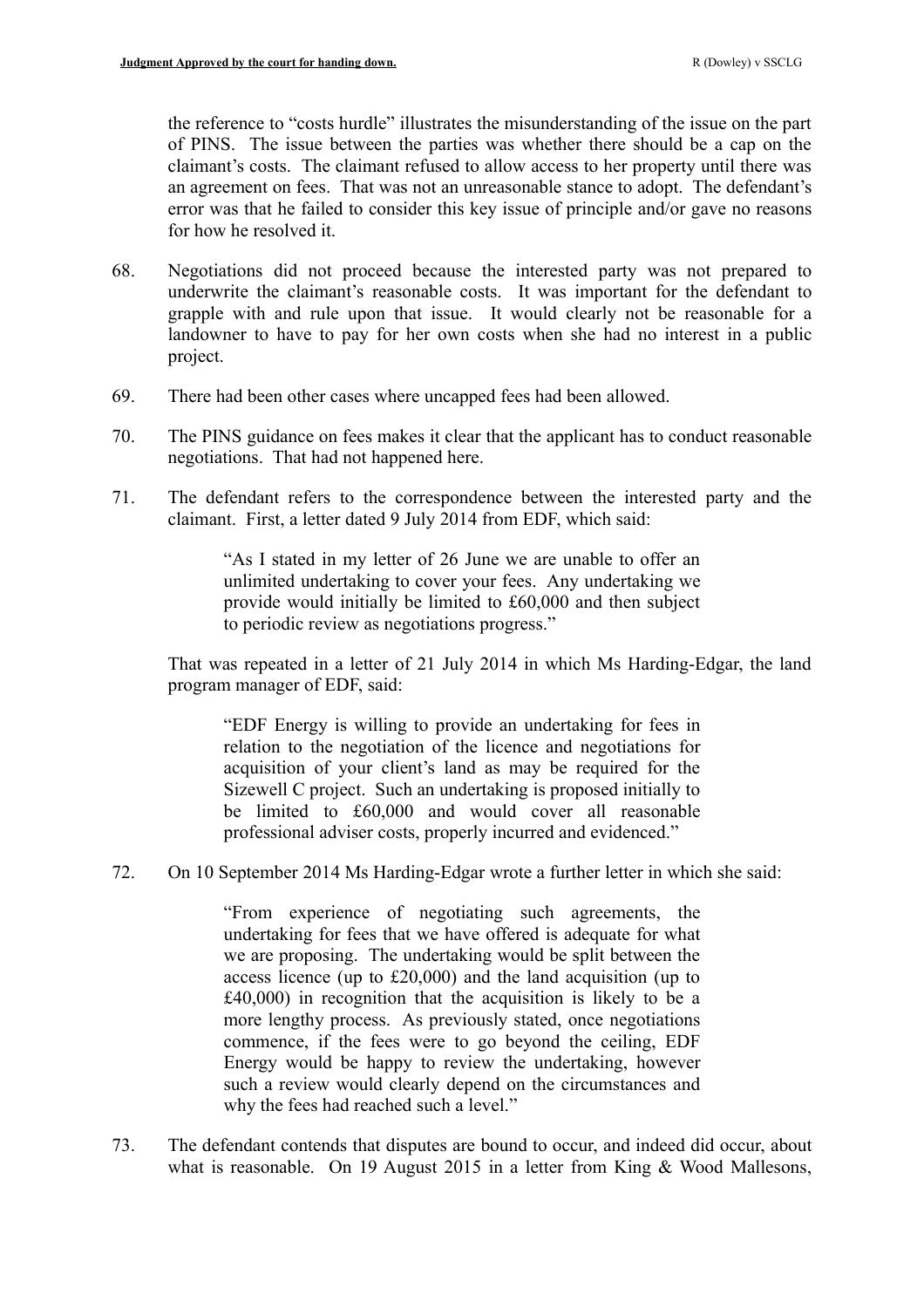the reference to "costs hurdle" illustrates the misunderstanding of the issue on the part of PINS. The issue between the parties was whether there should be a cap on the claimant's costs. The claimant refused to allow access to her property until there was an agreement on fees. That was not an unreasonable stance to adopt. The defendant's error was that he failed to consider this key issue of principle and/or gave no reasons for how he resolved it.

68. Negotiations did not proceed because the interested party was not prepared to underwrite the claimant's reasonable costs. It was important for the defendant to grapple with and rule upon that issue. It would clearly not be reasonable for a landowner to have to pay for her own costs when she had no interest in a public project.

69. There had been other cases where uncapped fees had been allowed.

70. The PINS guidance on fees makes it clear that the applicant has to conduct reasonable negotiations. That had not happened here.

71. The defendant refers to the correspondence between the interested party and the claimant. First, a letter dated 9 July 2014 from EDF, which said:

> "As I stated in my letter of 26 June we are unable to offer an unlimited undertaking to cover your fees. Any undertaking we provide would initially be limited to £60,000 and then subject to periodic review as negotiations progress."

That was repeated in a letter of 21 July 2014 in which Ms Harding-Edgar, the land program manager of EDF, said:

> "EDF Energy is willing to provide an undertaking for fees in relation to the negotiation of the licence and negotiations for acquisition of your client's land as may be required for the Sizewell C project. Such an undertaking is proposed initially to be limited to £60,000 and would cover all reasonable professional adviser costs, properly incurred and evidenced."

72. On 10 September 2014 Ms Harding-Edgar wrote a further letter in which she said:

> "From experience of negotiating such agreements, the undertaking for fees that we have offered is adequate for what we are proposing. The undertaking would be split between the access licence (up to £20,000) and the land acquisition (up to £40,000) in recognition that the acquisition is likely to be a more lengthy process. As previously stated, once negotiations commence, if the fees were to go beyond the ceiling, EDF Energy would be happy to review the undertaking, however such a review would clearly depend on the circumstances and why the fees had reached such a level."

73. The defendant contends that disputes are bound to occur, and indeed did occur, about what is reasonable. On 19 August 2015 in a letter from King & Wood Mallesons,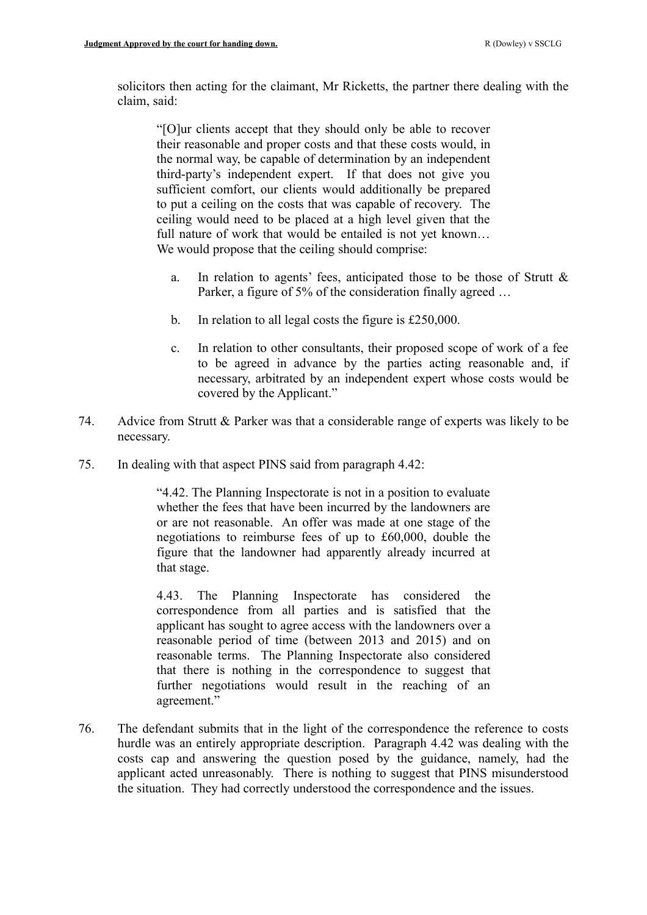solicitors then acting for the claimant, Mr Ricketts, the partner there dealing with the claim, said:

> "[O]ur clients accept that they should only be able to recover their reasonable and proper costs and that these costs would, in the normal way, be capable of determination by an independent third-party's independent expert. If that does not give you sufficient comfort, our clients would additionally be prepared to put a ceiling on the costs that was capable of recovery. The ceiling would need to be placed at a high level given that the full nature of work that would be entailed is not yet known… We would propose that the ceiling should comprise:
>
> a. In relation to agents' fees, anticipated those to be those of Strutt & Parker, a figure of 5% of the consideration finally agreed …
>
> b. In relation to all legal costs the figure is £250,000.
>
> c. In relation to other consultants, their proposed scope of work of a fee to be agreed in advance by the parties acting reasonable and, if necessary, arbitrated by an independent expert whose costs would be covered by the Applicant."

74. Advice from Strutt & Parker was that a considerable range of experts was likely to be necessary.

75. In dealing with that aspect PINS said from paragraph 4.42:

> "4.42. The Planning Inspectorate is not in a position to evaluate whether the fees that have been incurred by the landowners are or are not reasonable. An offer was made at one stage of the negotiations to reimburse fees of up to £60,000, double the figure that the landowner had apparently already incurred at that stage.
>
> 4.43. The Planning Inspectorate has considered the correspondence from all parties and is satisfied that the applicant has sought to agree access with the landowners over a reasonable period of time (between 2013 and 2015) and on reasonable terms. The Planning Inspectorate also considered that there is nothing in the correspondence to suggest that further negotiations would result in the reaching of an agreement."

76. The defendant submits that in the light of the correspondence the reference to costs hurdle was an entirely appropriate description. Paragraph 4.42 was dealing with the costs cap and answering the question posed by the guidance, namely, had the applicant acted unreasonably. There is nothing to suggest that PINS misunderstood the situation. They had correctly understood the correspondence and the issues.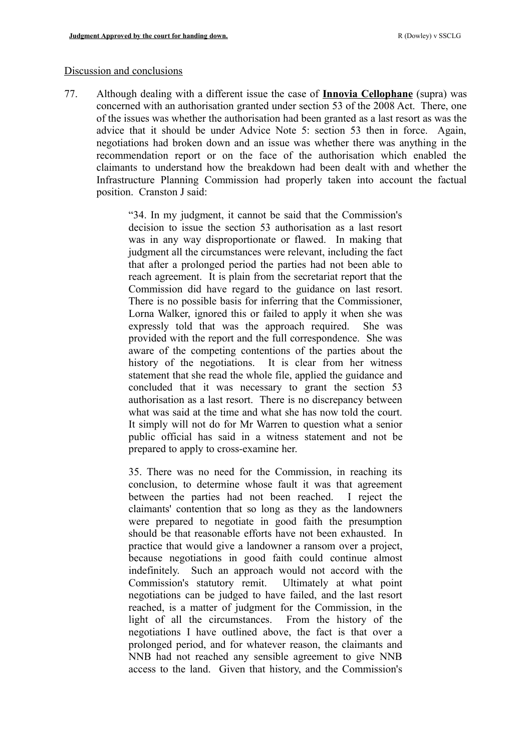Discussion and conclusions

77. Although dealing with a different issue the case of **Innovia Cellophane** (supra) was concerned with an authorisation granted under section 53 of the 2008 Act. There, one of the issues was whether the authorisation had been granted as a last resort as was the advice that it should be under Advice Note 5: section 53 then in force. Again, negotiations had broken down and an issue was whether there was anything in the recommendation report or on the face of the authorisation which enabled the claimants to understand how the breakdown had been dealt with and whether the Infrastructure Planning Commission had properly taken into account the factual position. Cranston J said:

> "34. In my judgment, it cannot be said that the Commission's decision to issue the section 53 authorisation as a last resort was in any way disproportionate or flawed. In making that judgment all the circumstances were relevant, including the fact that after a prolonged period the parties had not been able to reach agreement. It is plain from the secretariat report that the Commission did have regard to the guidance on last resort. There is no possible basis for inferring that the Commissioner, Lorna Walker, ignored this or failed to apply it when she was expressly told that was the approach required. She was provided with the report and the full correspondence. She was aware of the competing contentions of the parties about the history of the negotiations. It is clear from her witness statement that she read the whole file, applied the guidance and concluded that it was necessary to grant the section 53 authorisation as a last resort. There is no discrepancy between what was said at the time and what she has now told the court. It simply will not do for Mr Warren to question what a senior public official has said in a witness statement and not be prepared to apply to cross-examine her.
>
> 35. There was no need for the Commission, in reaching its conclusion, to determine whose fault it was that agreement between the parties had not been reached. I reject the claimants' contention that so long as they as the landowners were prepared to negotiate in good faith the presumption should be that reasonable efforts have not been exhausted. In practice that would give a landowner a ransom over a project, because negotiations in good faith could continue almost indefinitely. Such an approach would not accord with the Commission's statutory remit. Ultimately at what point negotiations can be judged to have failed, and the last resort reached, is a matter of judgment for the Commission, in the light of all the circumstances. From the history of the negotiations I have outlined above, the fact is that over a prolonged period, and for whatever reason, the claimants and NNB had not reached any sensible agreement to give NNB access to the land. Given that history, and the Commission's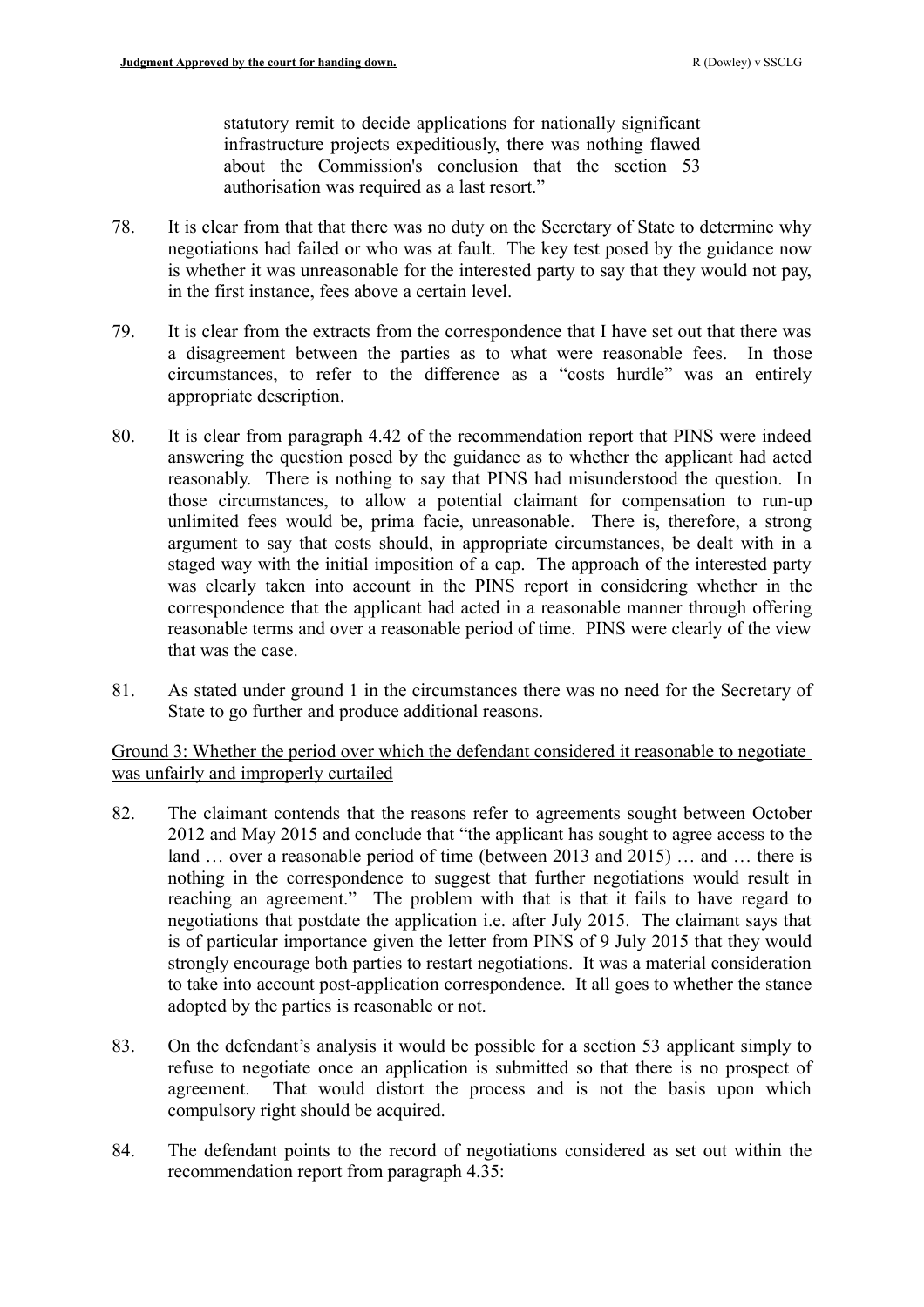statutory remit to decide applications for nationally significant infrastructure projects expeditiously, there was nothing flawed about the Commission's conclusion that the section 53 authorisation was required as a last resort."

78. It is clear from that that there was no duty on the Secretary of State to determine why negotiations had failed or who was at fault. The key test posed by the guidance now is whether it was unreasonable for the interested party to say that they would not pay, in the first instance, fees above a certain level.

79. It is clear from the extracts from the correspondence that I have set out that there was a disagreement between the parties as to what were reasonable fees. In those circumstances, to refer to the difference as a "costs hurdle" was an entirely appropriate description.

80. It is clear from paragraph 4.42 of the recommendation report that PINS were indeed answering the question posed by the guidance as to whether the applicant had acted reasonably. There is nothing to say that PINS had misunderstood the question. In those circumstances, to allow a potential claimant for compensation to run-up unlimited fees would be, prima facie, unreasonable. There is, therefore, a strong argument to say that costs should, in appropriate circumstances, be dealt with in a staged way with the initial imposition of a cap. The approach of the interested party was clearly taken into account in the PINS report in considering whether in the correspondence that the applicant had acted in a reasonable manner through offering reasonable terms and over a reasonable period of time. PINS were clearly of the view that was the case.

81. As stated under ground 1 in the circumstances there was no need for the Secretary of State to go further and produce additional reasons.

<u>Ground 3: Whether the period over which the defendant considered it reasonable to negotiate was unfairly and improperly curtailed</u>

82. The claimant contends that the reasons refer to agreements sought between October 2012 and May 2015 and conclude that "the applicant has sought to agree access to the land … over a reasonable period of time (between 2013 and 2015) … and … there is nothing in the correspondence to suggest that further negotiations would result in reaching an agreement." The problem with that is that it fails to have regard to negotiations that postdate the application i.e. after July 2015. The claimant says that is of particular importance given the letter from PINS of 9 July 2015 that they would strongly encourage both parties to restart negotiations. It was a material consideration to take into account post-application correspondence. It all goes to whether the stance adopted by the parties is reasonable or not.

83. On the defendant's analysis it would be possible for a section 53 applicant simply to refuse to negotiate once an application is submitted so that there is no prospect of agreement. That would distort the process and is not the basis upon which compulsory right should be acquired.

84. The defendant points to the record of negotiations considered as set out within the recommendation report from paragraph 4.35: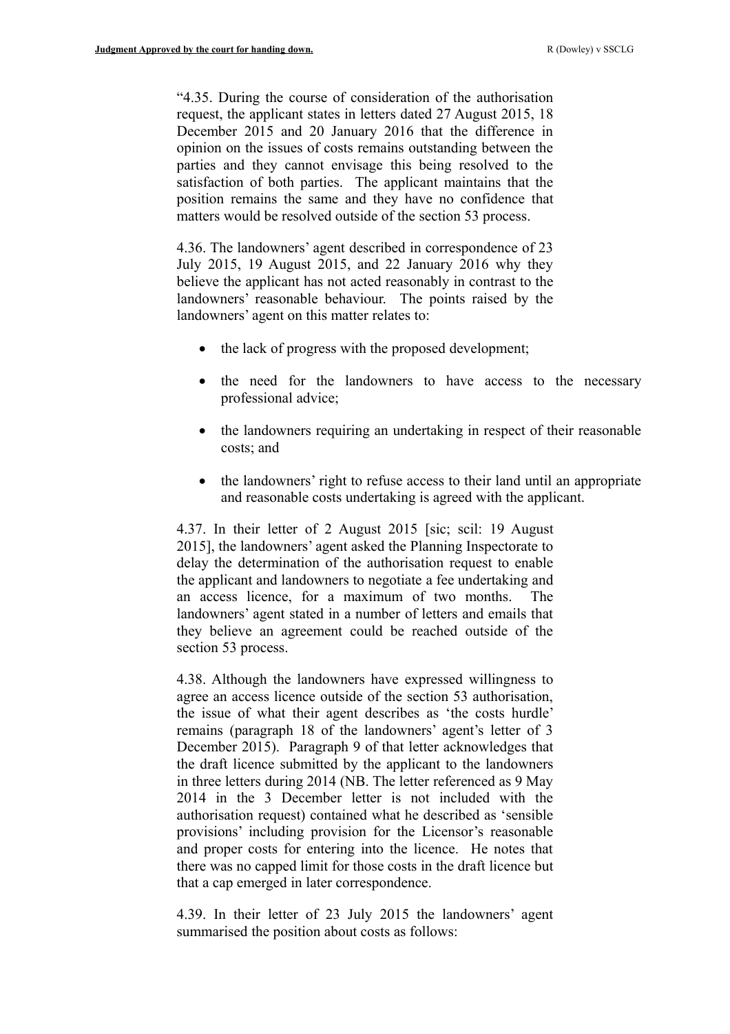"4.35. During the course of consideration of the authorisation request, the applicant states in letters dated 27 August 2015, 18 December 2015 and 20 January 2016 that the difference in opinion on the issues of costs remains outstanding between the parties and they cannot envisage this being resolved to the satisfaction of both parties. The applicant maintains that the position remains the same and they have no confidence that matters would be resolved outside of the section 53 process.

4.36. The landowners' agent described in correspondence of 23 July 2015, 19 August 2015, and 22 January 2016 why they believe the applicant has not acted reasonably in contrast to the landowners' reasonable behaviour. The points raised by the landowners' agent on this matter relates to:

- the lack of progress with the proposed development;
- the need for the landowners to have access to the necessary professional advice;
- the landowners requiring an undertaking in respect of their reasonable costs; and
- the landowners' right to refuse access to their land until an appropriate and reasonable costs undertaking is agreed with the applicant.

4.37. In their letter of 2 August 2015 [sic; scil: 19 August 2015], the landowners' agent asked the Planning Inspectorate to delay the determination of the authorisation request to enable the applicant and landowners to negotiate a fee undertaking and an access licence, for a maximum of two months. The landowners' agent stated in a number of letters and emails that they believe an agreement could be reached outside of the section 53 process.

4.38. Although the landowners have expressed willingness to agree an access licence outside of the section 53 authorisation, the issue of what their agent describes as 'the costs hurdle' remains (paragraph 18 of the landowners' agent's letter of 3 December 2015). Paragraph 9 of that letter acknowledges that the draft licence submitted by the applicant to the landowners in three letters during 2014 (NB. The letter referenced as 9 May 2014 in the 3 December letter is not included with the authorisation request) contained what he described as 'sensible provisions' including provision for the Licensor's reasonable and proper costs for entering into the licence. He notes that there was no capped limit for those costs in the draft licence but that a cap emerged in later correspondence.

4.39. In their letter of 23 July 2015 the landowners' agent summarised the position about costs as follows: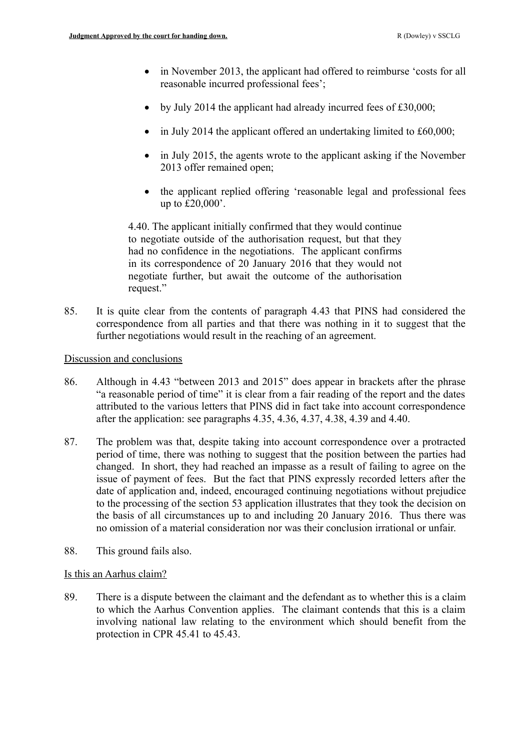- in November 2013, the applicant had offered to reimburse 'costs for all reasonable incurred professional fees';
- by July 2014 the applicant had already incurred fees of £30,000;
- in July 2014 the applicant offered an undertaking limited to £60,000;
- in July 2015, the agents wrote to the applicant asking if the November 2013 offer remained open;
- the applicant replied offering 'reasonable legal and professional fees up to £20,000'.

> 4.40. The applicant initially confirmed that they would continue to negotiate outside of the authorisation request, but that they had no confidence in the negotiations. The applicant confirms in its correspondence of 20 January 2016 that they would not negotiate further, but await the outcome of the authorisation request."

85. It is quite clear from the contents of paragraph 4.43 that PINS had considered the correspondence from all parties and that there was nothing in it to suggest that the further negotiations would result in the reaching of an agreement.

Discussion and conclusions

86. Although in 4.43 "between 2013 and 2015" does appear in brackets after the phrase "a reasonable period of time" it is clear from a fair reading of the report and the dates attributed to the various letters that PINS did in fact take into account correspondence after the application: see paragraphs 4.35, 4.36, 4.37, 4.38, 4.39 and 4.40.

87. The problem was that, despite taking into account correspondence over a protracted period of time, there was nothing to suggest that the position between the parties had changed. In short, they had reached an impasse as a result of failing to agree on the issue of payment of fees. But the fact that PINS expressly recorded letters after the date of application and, indeed, encouraged continuing negotiations without prejudice to the processing of the section 53 application illustrates that they took the decision on the basis of all circumstances up to and including 20 January 2016. Thus there was no omission of a material consideration nor was their conclusion irrational or unfair.

88. This ground fails also.

Is this an Aarhus claim?

89. There is a dispute between the claimant and the defendant as to whether this is a claim to which the Aarhus Convention applies. The claimant contends that this is a claim involving national law relating to the environment which should benefit from the protection in CPR 45.41 to 45.43.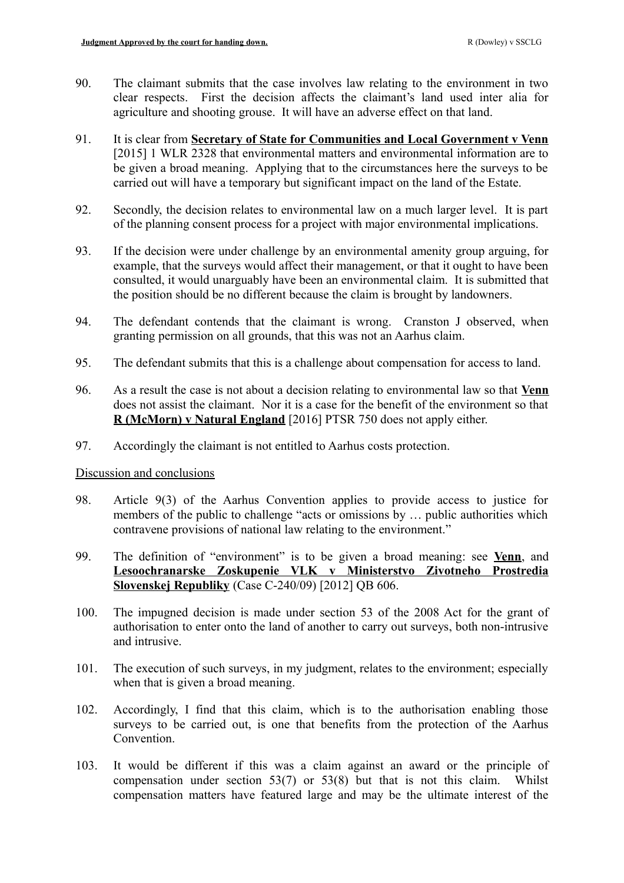90. The claimant submits that the case involves law relating to the environment in two clear respects. First the decision affects the claimant's land used inter alia for agriculture and shooting grouse. It will have an adverse effect on that land.

91. It is clear from **Secretary of State for Communities and Local Government v Venn** [2015] 1 WLR 2328 that environmental matters and environmental information are to be given a broad meaning. Applying that to the circumstances here the surveys to be carried out will have a temporary but significant impact on the land of the Estate.

92. Secondly, the decision relates to environmental law on a much larger level. It is part of the planning consent process for a project with major environmental implications.

93. If the decision were under challenge by an environmental amenity group arguing, for example, that the surveys would affect their management, or that it ought to have been consulted, it would unarguably have been an environmental claim. It is submitted that the position should be no different because the claim is brought by landowners.

94. The defendant contends that the claimant is wrong. Cranston J observed, when granting permission on all grounds, that this was not an Aarhus claim.

95. The defendant submits that this is a challenge about compensation for access to land.

96. As a result the case is not about a decision relating to environmental law so that **Venn** does not assist the claimant. Nor it is a case for the benefit of the environment so that **R (McMorn) v Natural England** [2016] PTSR 750 does not apply either.

97. Accordingly the claimant is not entitled to Aarhus costs protection.

Discussion and conclusions

98. Article 9(3) of the Aarhus Convention applies to provide access to justice for members of the public to challenge "acts or omissions by … public authorities which contravene provisions of national law relating to the environment."

99. The definition of "environment" is to be given a broad meaning: see **Venn**, and **Lesoochranarske Zoskupenie VLK v Ministerstvo Zivotneho Prostredia Slovenskej Republiky** (Case C-240/09) [2012] QB 606.

100. The impugned decision is made under section 53 of the 2008 Act for the grant of authorisation to enter onto the land of another to carry out surveys, both non-intrusive and intrusive.

101. The execution of such surveys, in my judgment, relates to the environment; especially when that is given a broad meaning.

102. Accordingly, I find that this claim, which is to the authorisation enabling those surveys to be carried out, is one that benefits from the protection of the Aarhus Convention.

103. It would be different if this was a claim against an award or the principle of compensation under section 53(7) or 53(8) but that is not this claim. Whilst compensation matters have featured large and may be the ultimate interest of the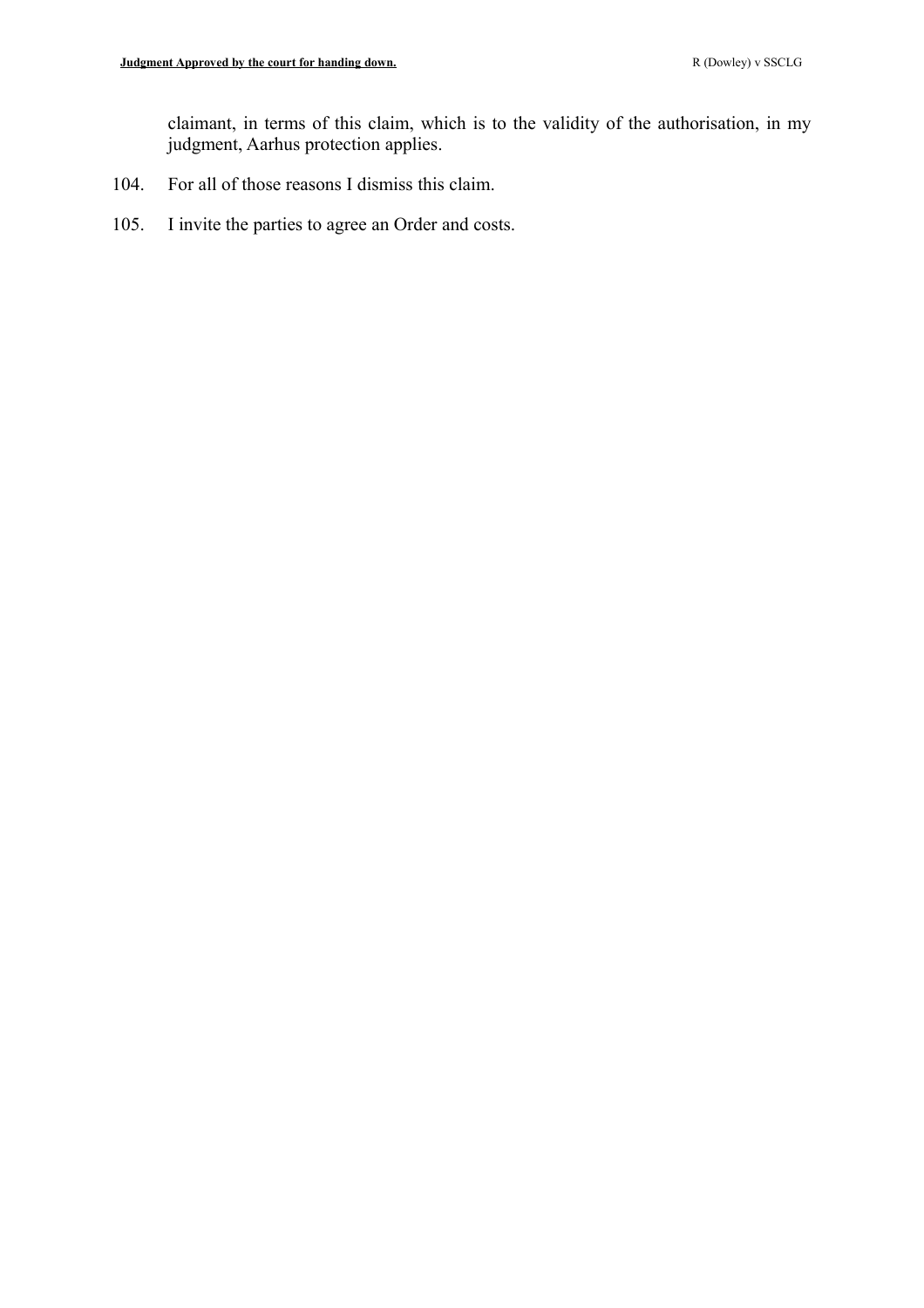claimant, in terms of this claim, which is to the validity of the authorisation, in my judgment, Aarhus protection applies.

104. For all of those reasons I dismiss this claim.

105. I invite the parties to agree an Order and costs.